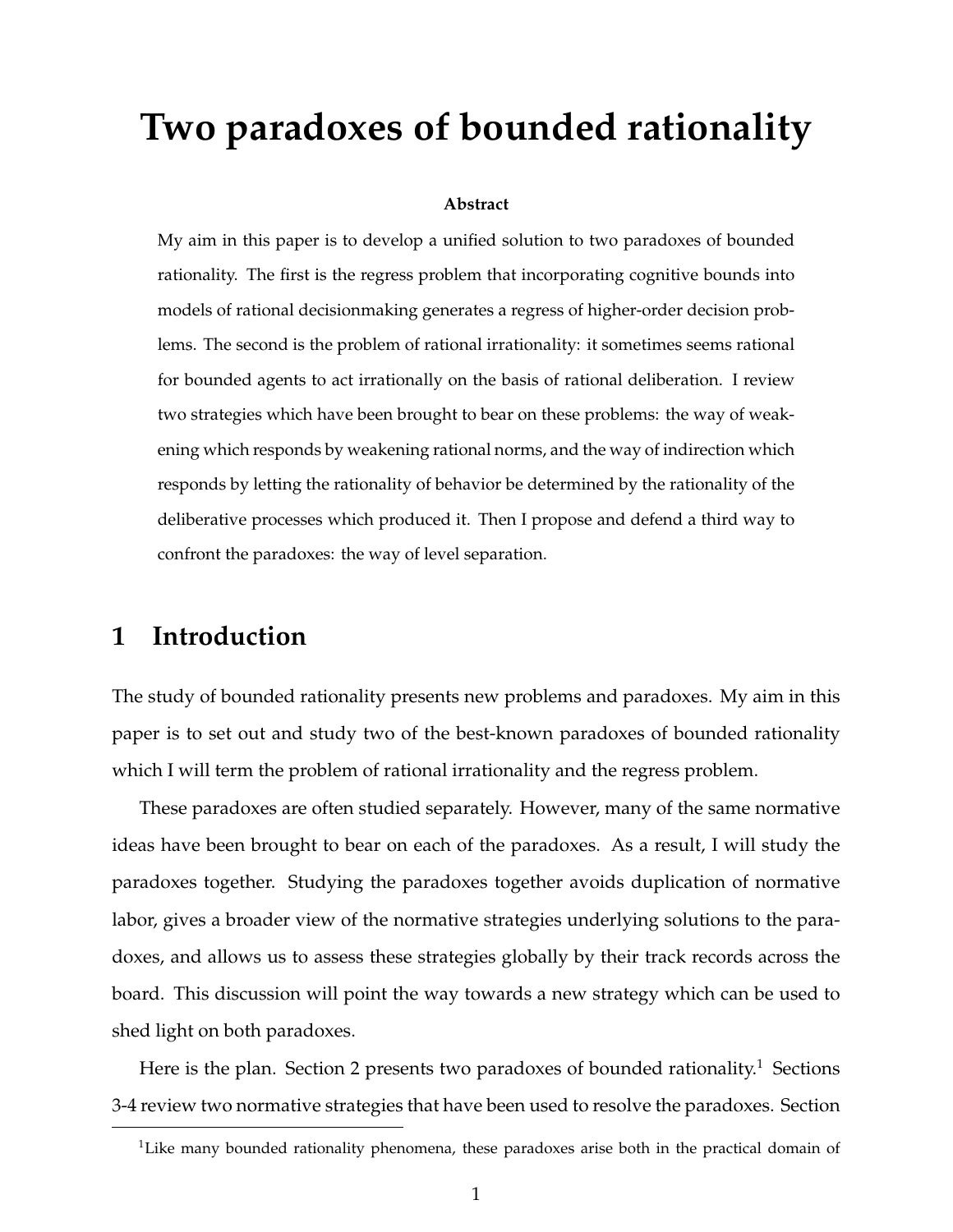# Two paradoxes of bounded rationality

**Abstract**

My aim in this paper is to develop a unified solution to two paradoxes of bounded rationality. The first is the regress problem that incorporating cognitive bounds into models of rational decisionmaking generates a regress of higher-order decision problems. The second is the problem of rational irrationality: it sometimes seems rational for bounded agents to act irrationally on the basis of rational deliberation. I review two strategies which have been brought to bear on these problems: the way of weakening which responds by weakening rational norms, and the way of indirection which responds by letting the rationality of behavior be determined by the rationality of the deliberative processes which produced it. Then I propose and defend a third way to confront the paradoxes: the way of level separation.

## 1 Introduction

The study of bounded rationality presents new problems and paradoxes. My aim in this paper is to set out and study two of the best-known paradoxes of bounded rationality which I will term the problem of rational irrationality and the regress problem.

These paradoxes are often studied separately. However, many of the same normative ideas have been brought to bear on each of the paradoxes. As a result, I will study the paradoxes together. Studying the paradoxes together avoids duplication of normative labor, gives a broader view of the normative strategies underlying solutions to the paradoxes, and allows us to assess these strategies globally by their track records across the board. This discussion will point the way towards a new strategy which can be used to shed light on both paradoxes.

Here is the plan. Section 2 presents two paradoxes of bounded rationality.[1] Sections 3-4 review two normative strategies that have been used to resolve the paradoxes. Section

[1] Like many bounded rationality phenomena, these paradoxes arise both in the practical domain of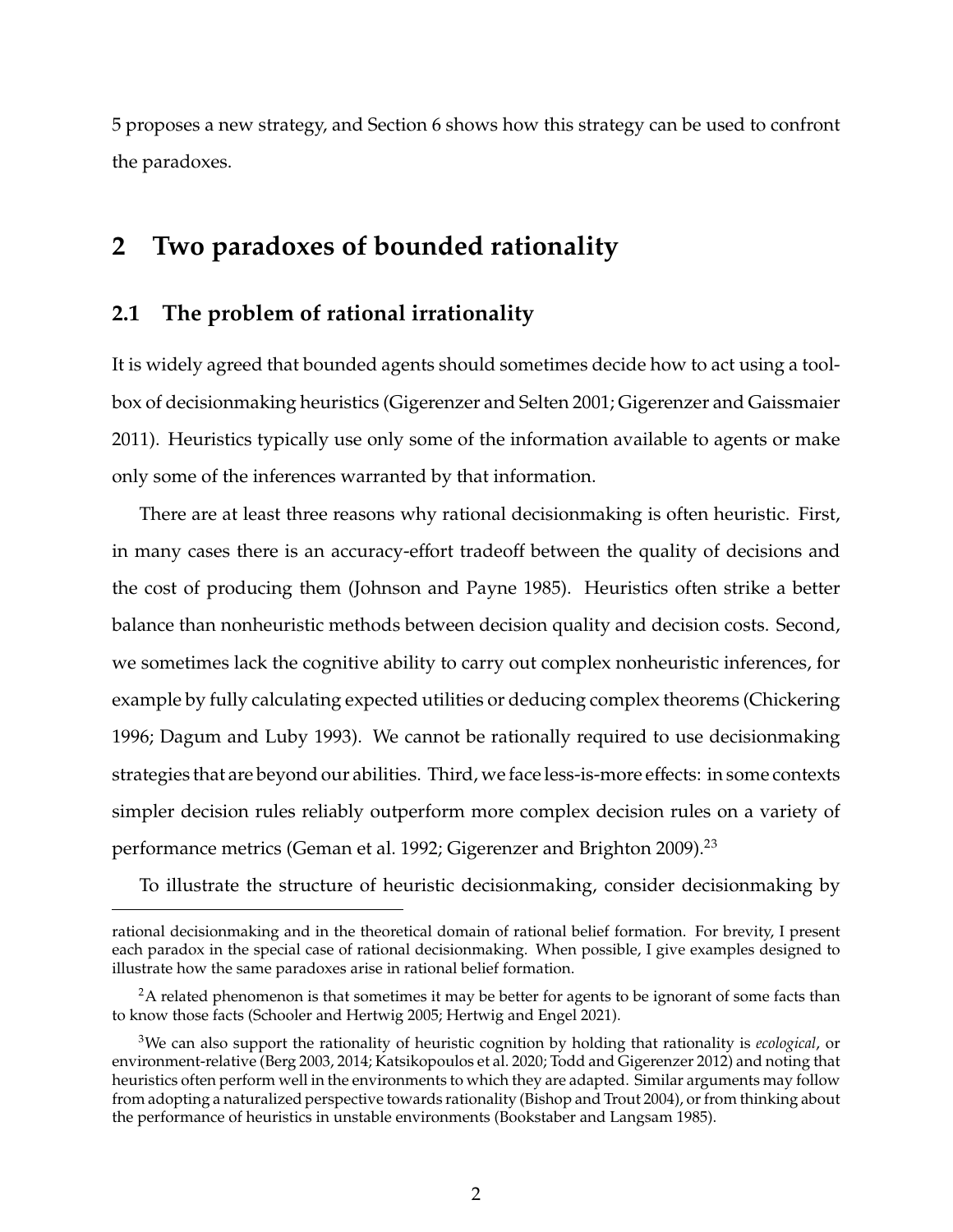5 proposes a new strategy, and Section 6 shows how this strategy can be used to confront the paradoxes.

## 2 Two paradoxes of bounded rationality

### 2.1 The problem of rational irrationality

It is widely agreed that bounded agents should sometimes decide how to act using a toolbox of decisionmaking heuristics (Gigerenzer and Selten 2001; Gigerenzer and Gaissmaier 2011). Heuristics typically use only some of the information available to agents or make only some of the inferences warranted by that information.

There are at least three reasons why rational decisionmaking is often heuristic. First, in many cases there is an accuracy-effort tradeoff between the quality of decisions and the cost of producing them (Johnson and Payne 1985). Heuristics often strike a better balance than nonheuristic methods between decision quality and decision costs. Second, we sometimes lack the cognitive ability to carry out complex nonheuristic inferences, for example by fully calculating expected utilities or deducing complex theorems (Chickering 1996; Dagum and Luby 1993). We cannot be rationally required to use decisionmaking strategies that are beyond our abilities. Third, we face less-is-more effects: in some contexts simpler decision rules reliably outperform more complex decision rules on a variety of performance metrics (Geman et al. 1992; Gigerenzer and Brighton 2009).[2][3]

To illustrate the structure of heuristic decisionmaking, consider decisionmaking by

---

rational decisionmaking and in the theoretical domain of rational belief formation. For brevity, I present each paradox in the special case of rational decisionmaking. When possible, I give examples designed to illustrate how the same paradoxes arise in rational belief formation.

[2] A related phenomenon is that sometimes it may be better for agents to be ignorant of some facts than to know those facts (Schooler and Hertwig 2005; Hertwig and Engel 2021).

[3] We can also support the rationality of heuristic cognition by holding that rationality is *ecological*, or environment-relative (Berg 2003, 2014; Katsikopoulos et al. 2020; Todd and Gigerenzer 2012) and noting that heuristics often perform well in the environments to which they are adapted. Similar arguments may follow from adopting a naturalized perspective towards rationality (Bishop and Trout 2004), or from thinking about the performance of heuristics in unstable environments (Bookstaber and Langsam 1985).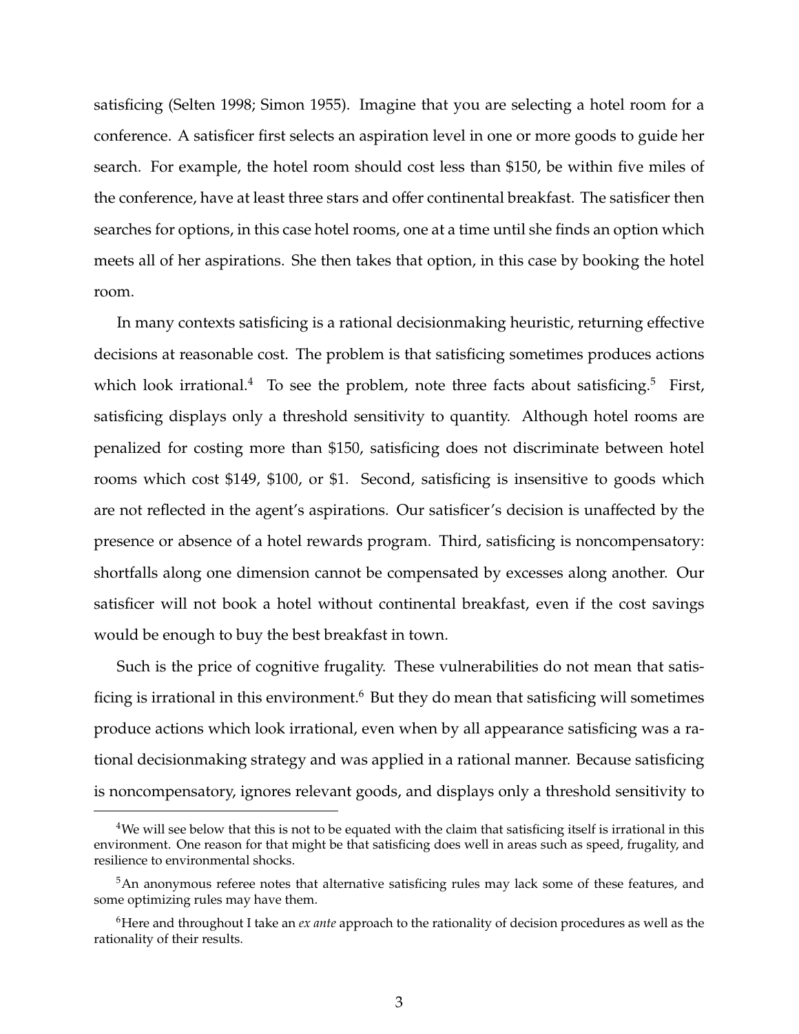satisficing (Selten 1998; Simon 1955). Imagine that you are selecting a hotel room for a conference. A satisficer first selects an aspiration level in one or more goods to guide her search. For example, the hotel room should cost less than $150, be within five miles of the conference, have at least three stars and offer continental breakfast. The satisficer then searches for options, in this case hotel rooms, one at a time until she finds an option which meets all of her aspirations. She then takes that option, in this case by booking the hotel room.

In many contexts satisficing is a rational decisionmaking heuristic, returning effective decisions at reasonable cost. The problem is that satisficing sometimes produces actions which look irrational.[4] To see the problem, note three facts about satisficing.[5] First, satisficing displays only a threshold sensitivity to quantity. Although hotel rooms are penalized for costing more than $150, satisficing does not discriminate between hotel rooms which cost $149, $100, or $1. Second, satisficing is insensitive to goods which are not reflected in the agent's aspirations. Our satisficer's decision is unaffected by the presence or absence of a hotel rewards program. Third, satisficing is noncompensatory: shortfalls along one dimension cannot be compensated by excesses along another. Our satisficer will not book a hotel without continental breakfast, even if the cost savings would be enough to buy the best breakfast in town.

Such is the price of cognitive frugality. These vulnerabilities do not mean that satisficing is irrational in this environment.[6] But they do mean that satisficing will sometimes produce actions which look irrational, even when by all appearance satisficing was a rational decisionmaking strategy and was applied in a rational manner. Because satisficing is noncompensatory, ignores relevant goods, and displays only a threshold sensitivity to

---

[4] We will see below that this is not to be equated with the claim that satisficing itself is irrational in this environment. One reason for that might be that satisficing does well in areas such as speed, frugality, and resilience to environmental shocks.

[5] An anonymous referee notes that alternative satisficing rules may lack some of these features, and some optimizing rules may have them.

[6] Here and throughout I take an *ex ante* approach to the rationality of decision procedures as well as the rationality of their results.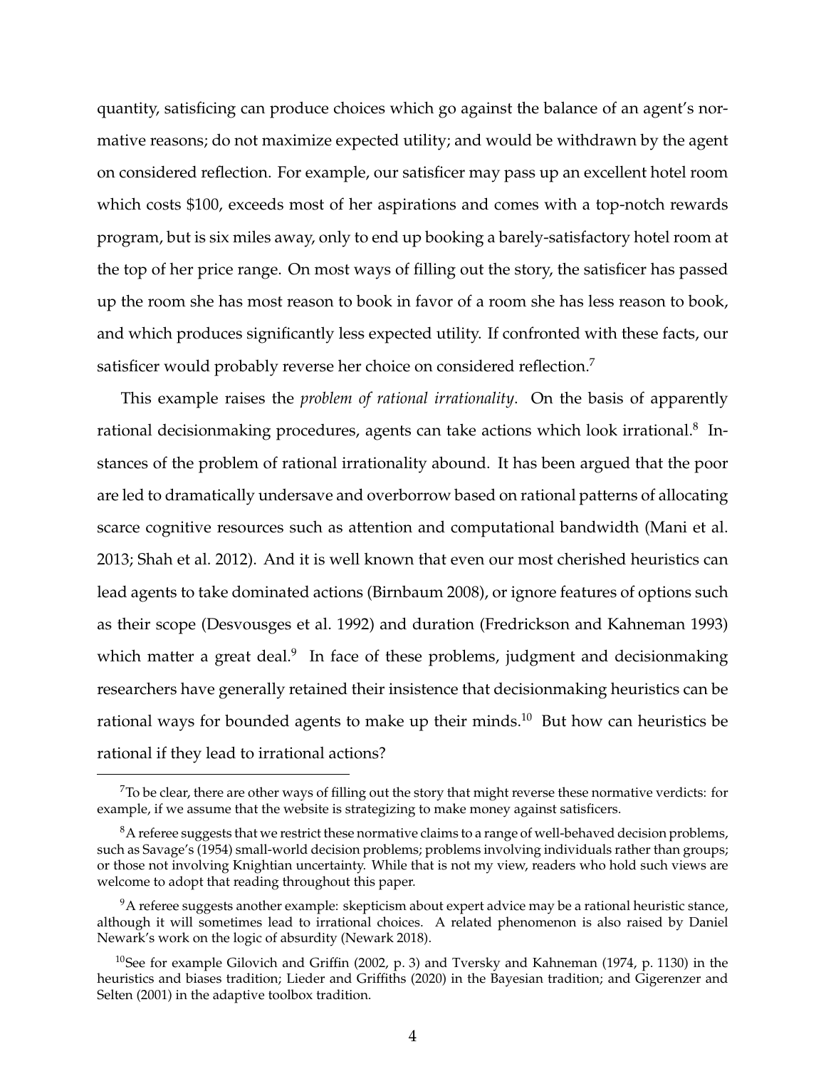quantity, satisficing can produce choices which go against the balance of an agent's normative reasons; do not maximize expected utility; and would be withdrawn by the agent on considered reflection. For example, our satisficer may pass up an excellent hotel room which costs $100, exceeds most of her aspirations and comes with a top-notch rewards program, but is six miles away, only to end up booking a barely-satisfactory hotel room at the top of her price range. On most ways of filling out the story, the satisficer has passed up the room she has most reason to book in favor of a room she has less reason to book, and which produces significantly less expected utility. If confronted with these facts, our satisficer would probably reverse her choice on considered reflection.[7]

This example raises the *problem of rational irrationality*. On the basis of apparently rational decisionmaking procedures, agents can take actions which look irrational.[8] Instances of the problem of rational irrationality abound. It has been argued that the poor are led to dramatically undersave and overborrow based on rational patterns of allocating scarce cognitive resources such as attention and computational bandwidth (Mani et al. 2013; Shah et al. 2012). And it is well known that even our most cherished heuristics can lead agents to take dominated actions (Birnbaum 2008), or ignore features of options such as their scope (Desvousges et al. 1992) and duration (Fredrickson and Kahneman 1993) which matter a great deal.[9] In face of these problems, judgment and decisionmaking researchers have generally retained their insistence that decisionmaking heuristics can be rational ways for bounded agents to make up their minds.[10] But how can heuristics be rational if they lead to irrational actions?

---

[7] To be clear, there are other ways of filling out the story that might reverse these normative verdicts: for example, if we assume that the website is strategizing to make money against satisficers.

[8] A referee suggests that we restrict these normative claims to a range of well-behaved decision problems, such as Savage's (1954) small-world decision problems; problems involving individuals rather than groups; or those not involving Knightian uncertainty. While that is not my view, readers who hold such views are welcome to adopt that reading throughout this paper.

[9] A referee suggests another example: skepticism about expert advice may be a rational heuristic stance, although it will sometimes lead to irrational choices. A related phenomenon is also raised by Daniel Newark's work on the logic of absurdity (Newark 2018).

[10] See for example Gilovich and Griffin (2002, p. 3) and Tversky and Kahneman (1974, p. 1130) in the heuristics and biases tradition; Lieder and Griffiths (2020) in the Bayesian tradition; and Gigerenzer and Selten (2001) in the adaptive toolbox tradition.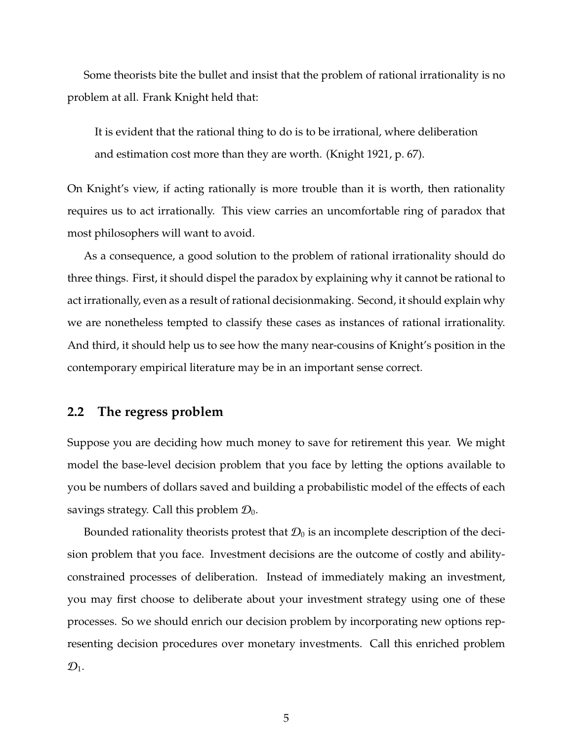Some theorists bite the bullet and insist that the problem of rational irrationality is no problem at all. Frank Knight held that:

> It is evident that the rational thing to do is to be irrational, where deliberation and estimation cost more than they are worth. (Knight 1921, p. 67).

On Knight's view, if acting rationally is more trouble than it is worth, then rationality requires us to act irrationally. This view carries an uncomfortable ring of paradox that most philosophers will want to avoid.

As a consequence, a good solution to the problem of rational irrationality should do three things. First, it should dispel the paradox by explaining why it cannot be rational to act irrationally, even as a result of rational decisionmaking. Second, it should explain why we are nonetheless tempted to classify these cases as instances of rational irrationality. And third, it should help us to see how the many near-cousins of Knight's position in the contemporary empirical literature may be in an important sense correct.

## 2.2 The regress problem

Suppose you are deciding how much money to save for retirement this year. We might model the base-level decision problem that you face by letting the options available to you be numbers of dollars saved and building a probabilistic model of the effects of each savings strategy. Call this problem $\mathcal{D}_0$.

Bounded rationality theorists protest that $\mathcal{D}_0$ is an incomplete description of the decision problem that you face. Investment decisions are the outcome of costly and ability-constrained processes of deliberation. Instead of immediately making an investment, you may first choose to deliberate about your investment strategy using one of these processes. So we should enrich our decision problem by incorporating new options representing decision procedures over monetary investments. Call this enriched problem $\mathcal{D}_1$.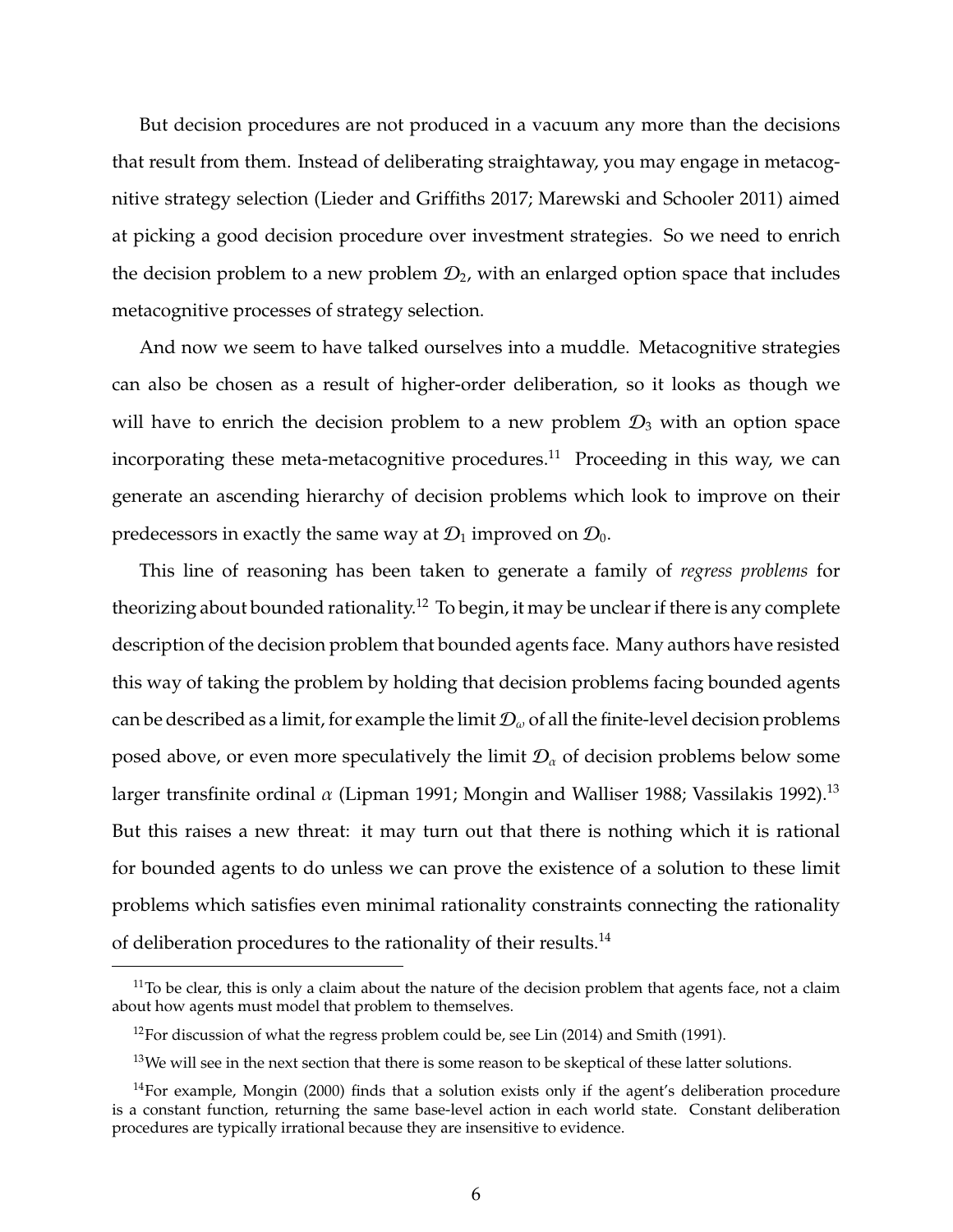But decision procedures are not produced in a vacuum any more than the decisions that result from them. Instead of deliberating straightaway, you may engage in metacognitive strategy selection (Lieder and Griffiths 2017; Marewski and Schooler 2011) aimed at picking a good decision procedure over investment strategies. So we need to enrich the decision problem to a new problem $\mathcal{D}_2$, with an enlarged option space that includes metacognitive processes of strategy selection.

And now we seem to have talked ourselves into a muddle. Metacognitive strategies can also be chosen as a result of higher-order deliberation, so it looks as though we will have to enrich the decision problem to a new problem $\mathcal{D}_3$ with an option space incorporating these meta-metacognitive procedures.[11] Proceeding in this way, we can generate an ascending hierarchy of decision problems which look to improve on their predecessors in exactly the same way at $\mathcal{D}_1$ improved on $\mathcal{D}_0$.

This line of reasoning has been taken to generate a family of *regress problems* for theorizing about bounded rationality.[12] To begin, it may be unclear if there is any complete description of the decision problem that bounded agents face. Many authors have resisted this way of taking the problem by holding that decision problems facing bounded agents can be described as a limit, for example the limit $\mathcal{D}_\omega$ of all the finite-level decision problems posed above, or even more speculatively the limit $\mathcal{D}_\alpha$ of decision problems below some larger transfinite ordinal $\alpha$ (Lipman 1991; Mongin and Walliser 1988; Vassilakis 1992).[13] But this raises a new threat: it may turn out that there is nothing which it is rational for bounded agents to do unless we can prove the existence of a solution to these limit problems which satisfies even minimal rationality constraints connecting the rationality of deliberation procedures to the rationality of their results.[14]

[11] To be clear, this is only a claim about the nature of the decision problem that agents face, not a claim about how agents must model that problem to themselves.

[12] For discussion of what the regress problem could be, see Lin (2014) and Smith (1991).

[13] We will see in the next section that there is some reason to be skeptical of these latter solutions.

[14] For example, Mongin (2000) finds that a solution exists only if the agent's deliberation procedure is a constant function, returning the same base-level action in each world state. Constant deliberation procedures are typically irrational because they are insensitive to evidence.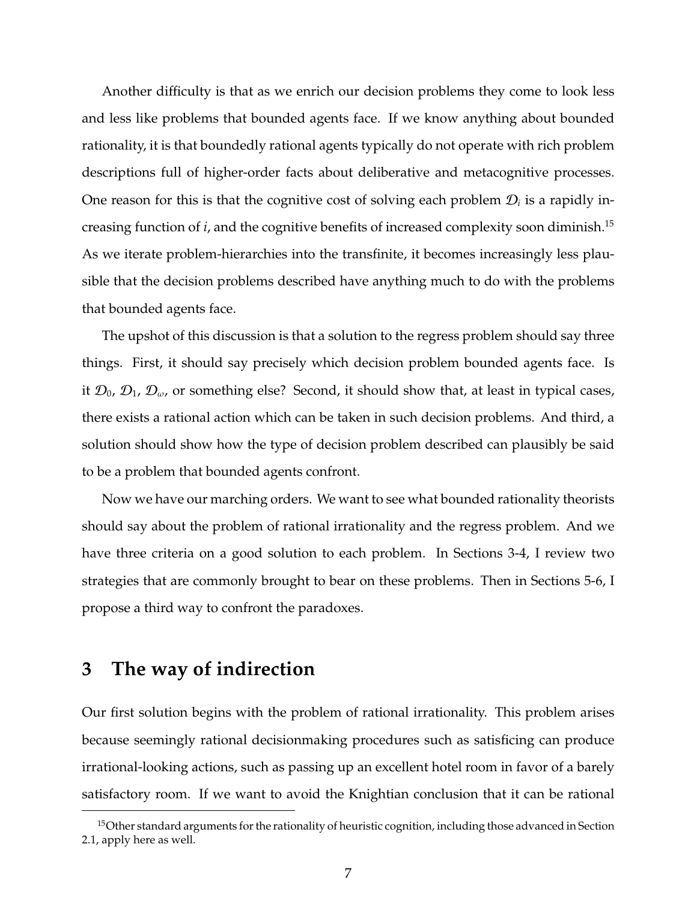Another difficulty is that as we enrich our decision problems they come to look less and less like problems that bounded agents face. If we know anything about bounded rationality, it is that boundedly rational agents typically do not operate with rich problem descriptions full of higher-order facts about deliberative and metacognitive processes. One reason for this is that the cognitive cost of solving each problem $\mathcal{D}_i$ is a rapidly increasing function of $i$, and the cognitive benefits of increased complexity soon diminish.[15] As we iterate problem-hierarchies into the transfinite, it becomes increasingly less plausible that the decision problems described have anything much to do with the problems that bounded agents face.

The upshot of this discussion is that a solution to the regress problem should say three things. First, it should say precisely which decision problem bounded agents face. Is it $\mathcal{D}_0$, $\mathcal{D}_1$, $\mathcal{D}_\omega$, or something else? Second, it should show that, at least in typical cases, there exists a rational action which can be taken in such decision problems. And third, a solution should show how the type of decision problem described can plausibly be said to be a problem that bounded agents confront.

Now we have our marching orders. We want to see what bounded rationality theorists should say about the problem of rational irrationality and the regress problem. And we have three criteria on a good solution to each problem. In Sections 3-4, I review two strategies that are commonly brought to bear on these problems. Then in Sections 5-6, I propose a third way to confront the paradoxes.

# 3 The way of indirection

Our first solution begins with the problem of rational irrationality. This problem arises because seemingly rational decisionmaking procedures such as satisficing can produce irrational-looking actions, such as passing up an excellent hotel room in favor of a barely satisfactory room. If we want to avoid the Knightian conclusion that it can be rational

[15] Other standard arguments for the rationality of heuristic cognition, including those advanced in Section 2.1, apply here as well.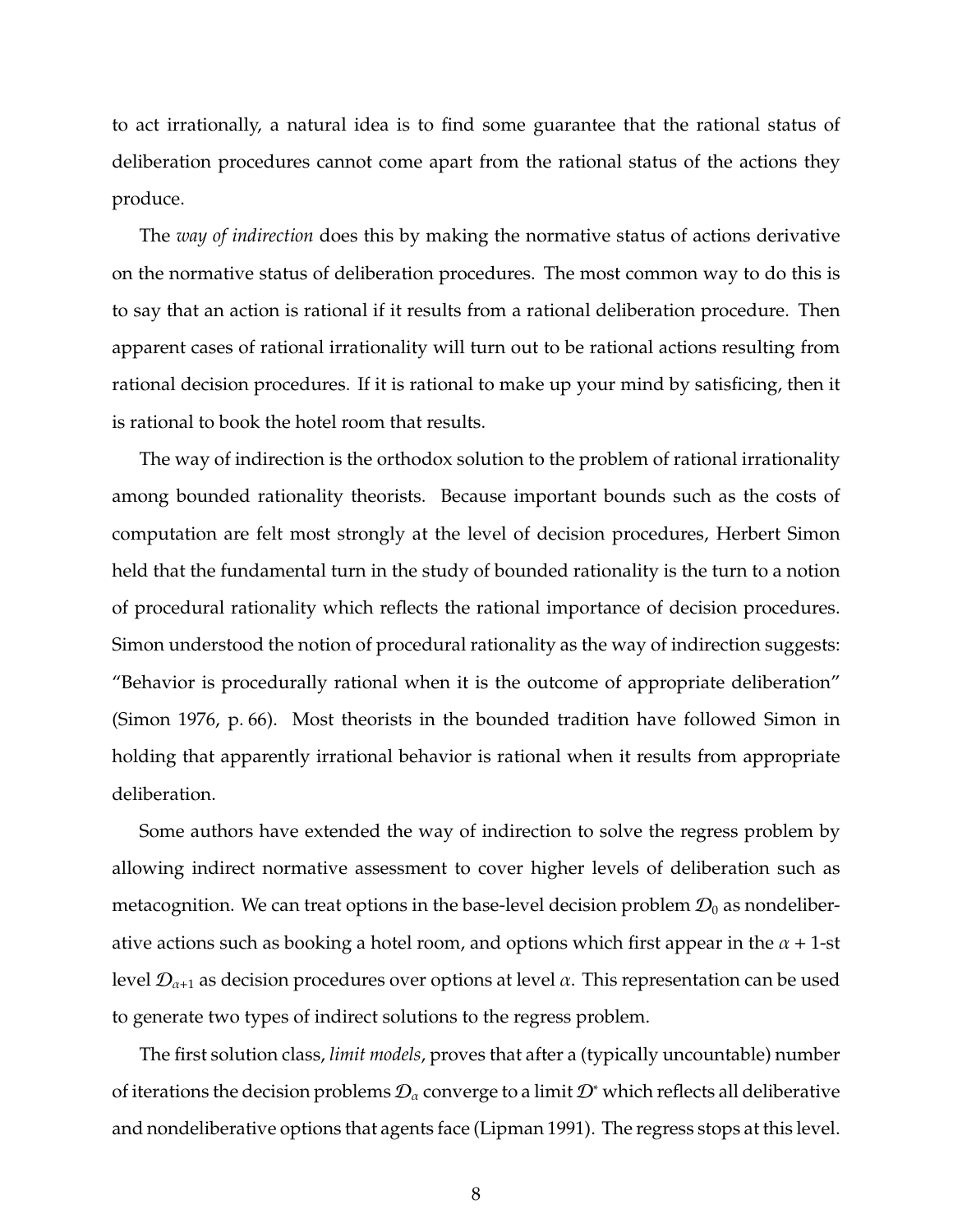to act irrationally, a natural idea is to find some guarantee that the rational status of deliberation procedures cannot come apart from the rational status of the actions they produce.

The *way of indirection* does this by making the normative status of actions derivative on the normative status of deliberation procedures. The most common way to do this is to say that an action is rational if it results from a rational deliberation procedure. Then apparent cases of rational irrationality will turn out to be rational actions resulting from rational decision procedures. If it is rational to make up your mind by satisficing, then it is rational to book the hotel room that results.

The way of indirection is the orthodox solution to the problem of rational irrationality among bounded rationality theorists. Because important bounds such as the costs of computation are felt most strongly at the level of decision procedures, Herbert Simon held that the fundamental turn in the study of bounded rationality is the turn to a notion of procedural rationality which reflects the rational importance of decision procedures. Simon understood the notion of procedural rationality as the way of indirection suggests: "Behavior is procedurally rational when it is the outcome of appropriate deliberation" (Simon 1976, p. 66). Most theorists in the bounded tradition have followed Simon in holding that apparently irrational behavior is rational when it results from appropriate deliberation.

Some authors have extended the way of indirection to solve the regress problem by allowing indirect normative assessment to cover higher levels of deliberation such as metacognition. We can treat options in the base-level decision problem $\mathcal{D}_0$ as nondeliberative actions such as booking a hotel room, and options which first appear in the $\alpha + 1$-st level $\mathcal{D}_{\alpha+1}$ as decision procedures over options at level $\alpha$. This representation can be used to generate two types of indirect solutions to the regress problem.

The first solution class, *limit models*, proves that after a (typically uncountable) number of iterations the decision problems $\mathcal{D}_\alpha$ converge to a limit $\mathcal{D}^*$ which reflects all deliberative and nondeliberative options that agents face (Lipman 1991). The regress stops at this level.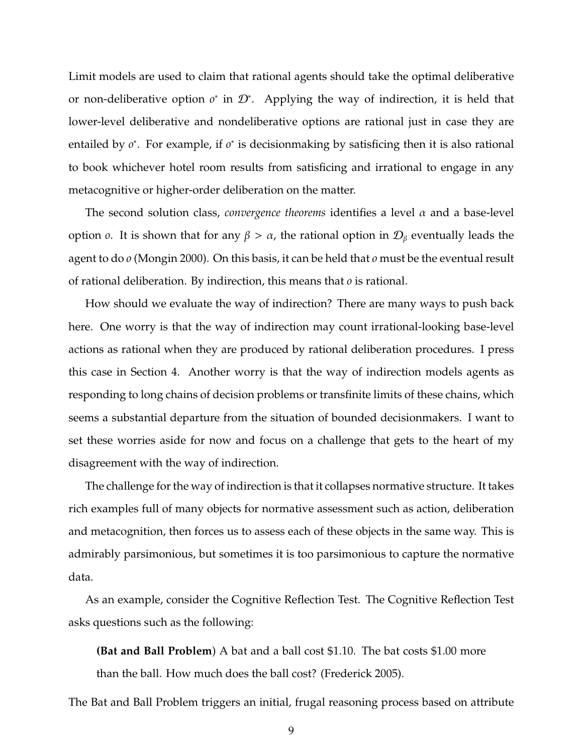Limit models are used to claim that rational agents should take the optimal deliberative or non-deliberative option $o^*$ in $\mathcal{D}^*$. Applying the way of indirection, it is held that lower-level deliberative and nondeliberative options are rational just in case they are entailed by $o^*$. For example, if $o^*$ is decisionmaking by satisficing then it is also rational to book whichever hotel room results from satisficing and irrational to engage in any metacognitive or higher-order deliberation on the matter.

The second solution class, *convergence theorems* identifies a level $\alpha$ and a base-level option $o$. It is shown that for any $\beta > \alpha$, the rational option in $\mathcal{D}_\beta$ eventually leads the agent to do $o$ (Mongin 2000). On this basis, it can be held that $o$ must be the eventual result of rational deliberation. By indirection, this means that $o$ is rational.

How should we evaluate the way of indirection? There are many ways to push back here. One worry is that the way of indirection may count irrational-looking base-level actions as rational when they are produced by rational deliberation procedures. I press this case in Section 4. Another worry is that the way of indirection models agents as responding to long chains of decision problems or transfinite limits of these chains, which seems a substantial departure from the situation of bounded decisionmakers. I want to set these worries aside for now and focus on a challenge that gets to the heart of my disagreement with the way of indirection.

The challenge for the way of indirection is that it collapses normative structure. It takes rich examples full of many objects for normative assessment such as action, deliberation and metacognition, then forces us to assess each of these objects in the same way. This is admirably parsimonious, but sometimes it is too parsimonious to capture the normative data.

As an example, consider the Cognitive Reflection Test. The Cognitive Reflection Test asks questions such as the following:

> **(Bat and Ball Problem**) A bat and a ball cost \$1.10. The bat costs \$1.00 more than the ball. How much does the ball cost? (Frederick 2005).

The Bat and Ball Problem triggers an initial, frugal reasoning process based on attribute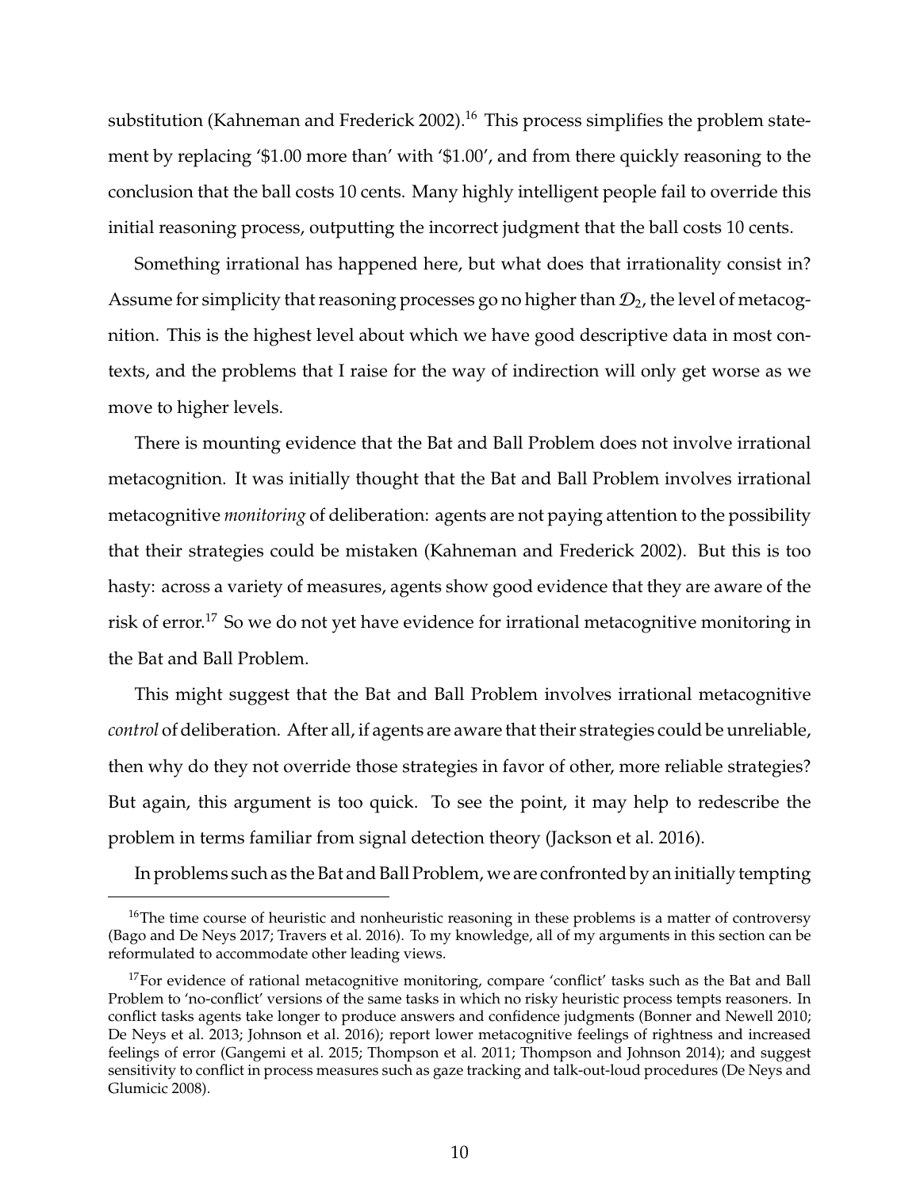substitution (Kahneman and Frederick 2002).[16] This process simplifies the problem statement by replacing '$1.00 more than' with '$1.00', and from there quickly reasoning to the conclusion that the ball costs 10 cents. Many highly intelligent people fail to override this initial reasoning process, outputting the incorrect judgment that the ball costs 10 cents.

Something irrational has happened here, but what does that irrationality consist in? Assume for simplicity that reasoning processes go no higher than $\mathcal{D}_2$, the level of metacognition. This is the highest level about which we have good descriptive data in most contexts, and the problems that I raise for the way of indirection will only get worse as we move to higher levels.

There is mounting evidence that the Bat and Ball Problem does not involve irrational metacognition. It was initially thought that the Bat and Ball Problem involves irrational metacognitive *monitoring* of deliberation: agents are not paying attention to the possibility that their strategies could be mistaken (Kahneman and Frederick 2002). But this is too hasty: across a variety of measures, agents show good evidence that they are aware of the risk of error.[17] So we do not yet have evidence for irrational metacognitive monitoring in the Bat and Ball Problem.

This might suggest that the Bat and Ball Problem involves irrational metacognitive *control* of deliberation. After all, if agents are aware that their strategies could be unreliable, then why do they not override those strategies in favor of other, more reliable strategies? But again, this argument is too quick. To see the point, it may help to redescribe the problem in terms familiar from signal detection theory (Jackson et al. 2016).

In problems such as the Bat and Ball Problem, we are confronted by an initially tempting

---

[16] The time course of heuristic and nonheuristic reasoning in these problems is a matter of controversy (Bago and De Neys 2017; Travers et al. 2016). To my knowledge, all of my arguments in this section can be reformulated to accommodate other leading views.

[17] For evidence of rational metacognitive monitoring, compare 'conflict' tasks such as the Bat and Ball Problem to 'no-conflict' versions of the same tasks in which no risky heuristic process tempts reasoners. In conflict tasks agents take longer to produce answers and confidence judgments (Bonner and Newell 2010; De Neys et al. 2013; Johnson et al. 2016); report lower metacognitive feelings of rightness and increased feelings of error (Gangemi et al. 2015; Thompson et al. 2011; Thompson and Johnson 2014); and suggest sensitivity to conflict in process measures such as gaze tracking and talk-out-loud procedures (De Neys and Glumicic 2008).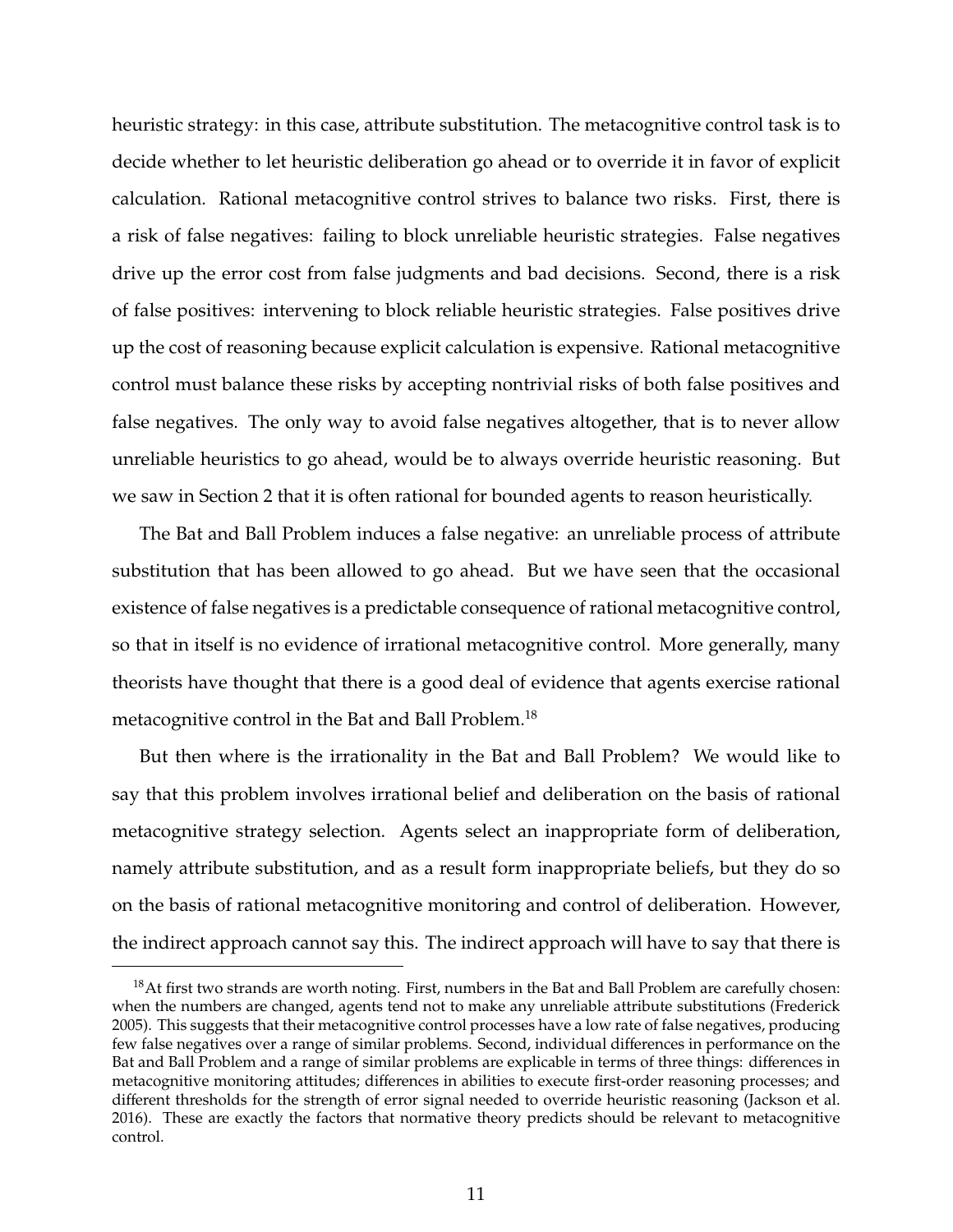heuristic strategy: in this case, attribute substitution. The metacognitive control task is to decide whether to let heuristic deliberation go ahead or to override it in favor of explicit calculation. Rational metacognitive control strives to balance two risks. First, there is a risk of false negatives: failing to block unreliable heuristic strategies. False negatives drive up the error cost from false judgments and bad decisions. Second, there is a risk of false positives: intervening to block reliable heuristic strategies. False positives drive up the cost of reasoning because explicit calculation is expensive. Rational metacognitive control must balance these risks by accepting nontrivial risks of both false positives and false negatives. The only way to avoid false negatives altogether, that is to never allow unreliable heuristics to go ahead, would be to always override heuristic reasoning. But we saw in Section 2 that it is often rational for bounded agents to reason heuristically.

The Bat and Ball Problem induces a false negative: an unreliable process of attribute substitution that has been allowed to go ahead. But we have seen that the occasional existence of false negatives is a predictable consequence of rational metacognitive control, so that in itself is no evidence of irrational metacognitive control. More generally, many theorists have thought that there is a good deal of evidence that agents exercise rational metacognitive control in the Bat and Ball Problem.[18]

But then where is the irrationality in the Bat and Ball Problem? We would like to say that this problem involves irrational belief and deliberation on the basis of rational metacognitive strategy selection. Agents select an inappropriate form of deliberation, namely attribute substitution, and as a result form inappropriate beliefs, but they do so on the basis of rational metacognitive monitoring and control of deliberation. However, the indirect approach cannot say this. The indirect approach will have to say that there is

[18] At first two strands are worth noting. First, numbers in the Bat and Ball Problem are carefully chosen: when the numbers are changed, agents tend not to make any unreliable attribute substitutions (Frederick 2005). This suggests that their metacognitive control processes have a low rate of false negatives, producing few false negatives over a range of similar problems. Second, individual differences in performance on the Bat and Ball Problem and a range of similar problems are explicable in terms of three things: differences in metacognitive monitoring attitudes; differences in abilities to execute first-order reasoning processes; and different thresholds for the strength of error signal needed to override heuristic reasoning (Jackson et al. 2016). These are exactly the factors that normative theory predicts should be relevant to metacognitive control.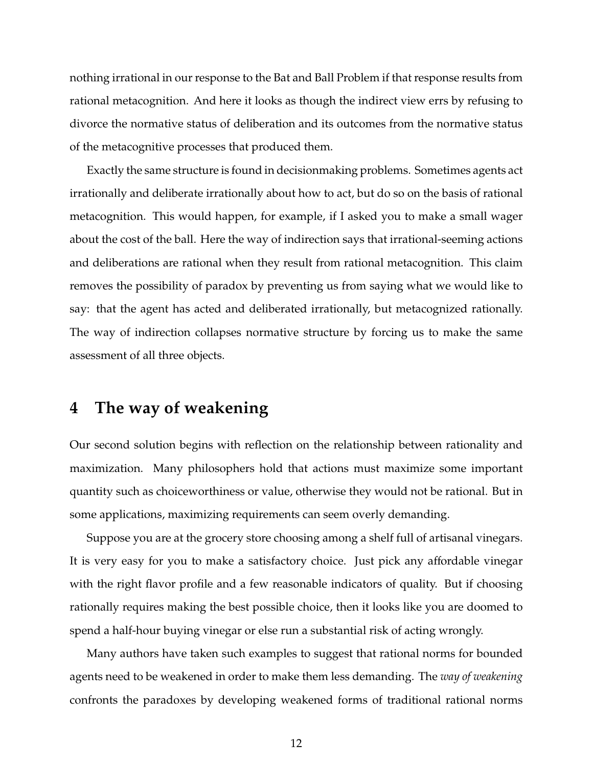nothing irrational in our response to the Bat and Ball Problem if that response results from rational metacognition. And here it looks as though the indirect view errs by refusing to divorce the normative status of deliberation and its outcomes from the normative status of the metacognitive processes that produced them.

Exactly the same structure is found in decisionmaking problems. Sometimes agents act irrationally and deliberate irrationally about how to act, but do so on the basis of rational metacognition. This would happen, for example, if I asked you to make a small wager about the cost of the ball. Here the way of indirection says that irrational-seeming actions and deliberations are rational when they result from rational metacognition. This claim removes the possibility of paradox by preventing us from saying what we would like to say: that the agent has acted and deliberated irrationally, but metacognized rationally. The way of indirection collapses normative structure by forcing us to make the same assessment of all three objects.

## 4 The way of weakening

Our second solution begins with reflection on the relationship between rationality and maximization. Many philosophers hold that actions must maximize some important quantity such as choiceworthiness or value, otherwise they would not be rational. But in some applications, maximizing requirements can seem overly demanding.

Suppose you are at the grocery store choosing among a shelf full of artisanal vinegars. It is very easy for you to make a satisfactory choice. Just pick any affordable vinegar with the right flavor profile and a few reasonable indicators of quality. But if choosing rationally requires making the best possible choice, then it looks like you are doomed to spend a half-hour buying vinegar or else run a substantial risk of acting wrongly.

Many authors have taken such examples to suggest that rational norms for bounded agents need to be weakened in order to make them less demanding. The *way of weakening* confronts the paradoxes by developing weakened forms of traditional rational norms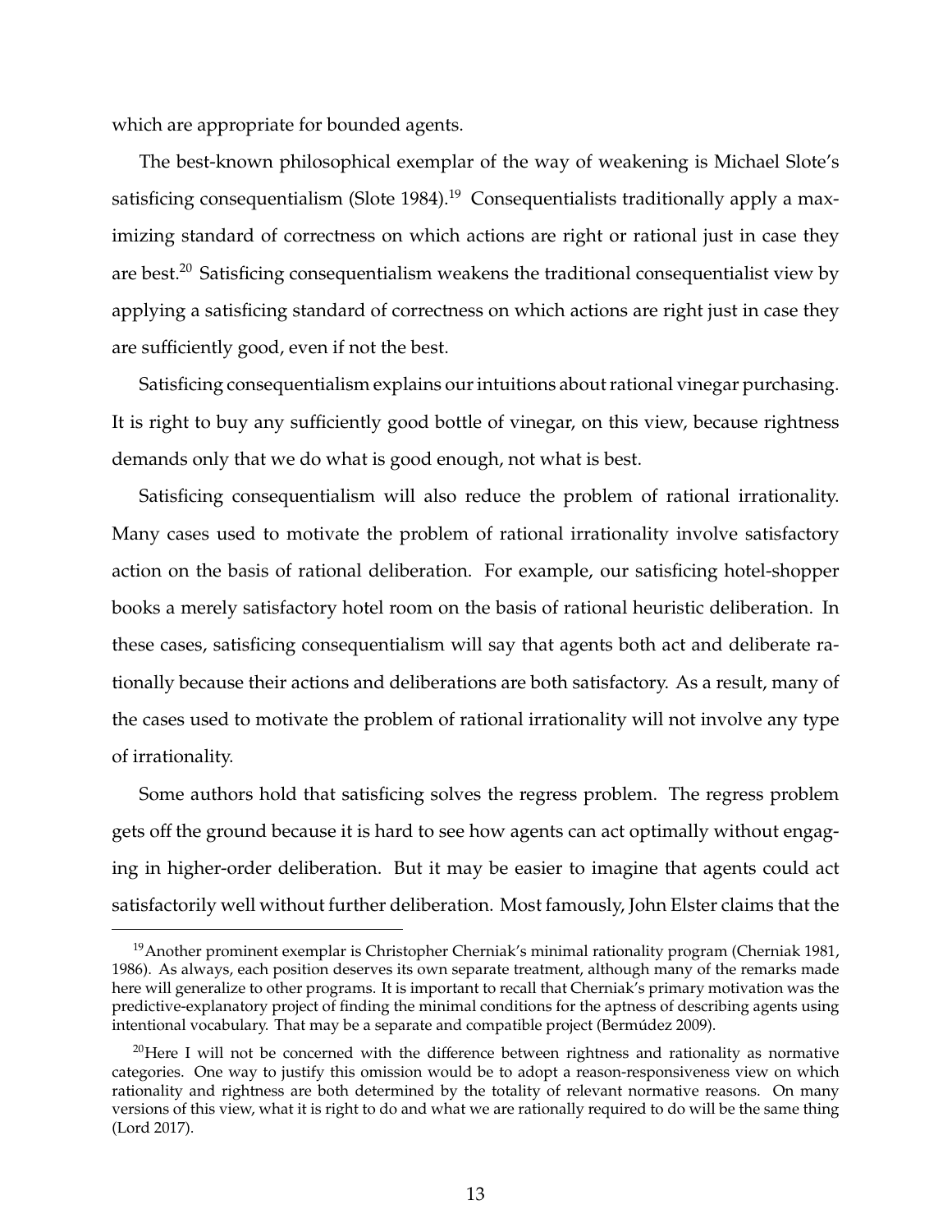which are appropriate for bounded agents.

The best-known philosophical exemplar of the way of weakening is Michael Slote's satisficing consequentialism (Slote 1984).[19] Consequentialists traditionally apply a maximizing standard of correctness on which actions are right or rational just in case they are best.[20] Satisficing consequentialism weakens the traditional consequentialist view by applying a satisficing standard of correctness on which actions are right just in case they are sufficiently good, even if not the best.

Satisficing consequentialism explains our intuitions about rational vinegar purchasing. It is right to buy any sufficiently good bottle of vinegar, on this view, because rightness demands only that we do what is good enough, not what is best.

Satisficing consequentialism will also reduce the problem of rational irrationality. Many cases used to motivate the problem of rational irrationality involve satisfactory action on the basis of rational deliberation. For example, our satisficing hotel-shopper books a merely satisfactory hotel room on the basis of rational heuristic deliberation. In these cases, satisficing consequentialism will say that agents both act and deliberate rationally because their actions and deliberations are both satisfactory. As a result, many of the cases used to motivate the problem of rational irrationality will not involve any type of irrationality.

Some authors hold that satisficing solves the regress problem. The regress problem gets off the ground because it is hard to see how agents can act optimally without engaging in higher-order deliberation. But it may be easier to imagine that agents could act satisfactorily well without further deliberation. Most famously, John Elster claims that the

---

[19] Another prominent exemplar is Christopher Cherniak's minimal rationality program (Cherniak 1981, 1986). As always, each position deserves its own separate treatment, although many of the remarks made here will generalize to other programs. It is important to recall that Cherniak's primary motivation was the predictive-explanatory project of finding the minimal conditions for the aptness of describing agents using intentional vocabulary. That may be a separate and compatible project (Bermúdez 2009).

[20] Here I will not be concerned with the difference between rightness and rationality as normative categories. One way to justify this omission would be to adopt a reason-responsiveness view on which rationality and rightness are both determined by the totality of relevant normative reasons. On many versions of this view, what it is right to do and what we are rationally required to do will be the same thing (Lord 2017).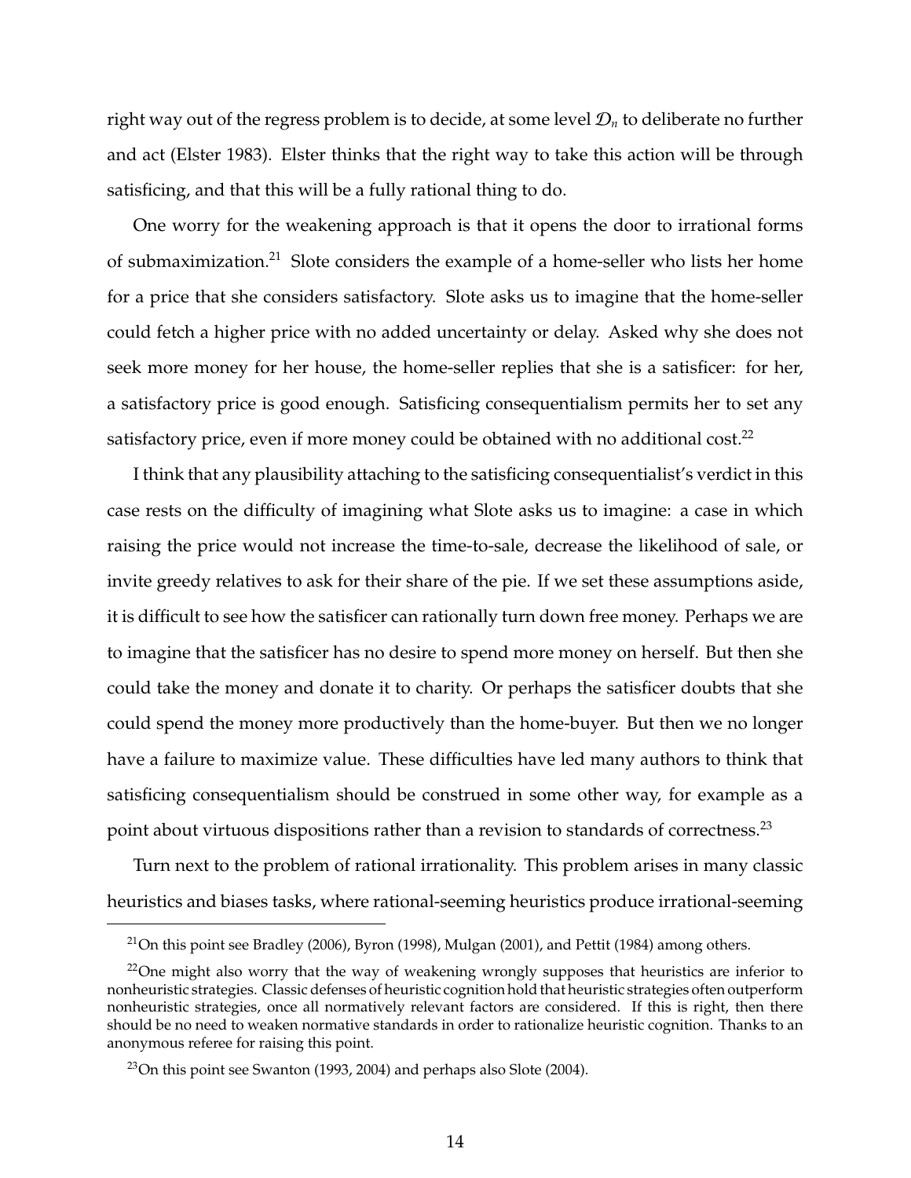right way out of the regress problem is to decide, at some level $\mathcal{D}_n$ to deliberate no further and act (Elster 1983). Elster thinks that the right way to take this action will be through satisficing, and that this will be a fully rational thing to do.

One worry for the weakening approach is that it opens the door to irrational forms of submaximization.[21] Slote considers the example of a home-seller who lists her home for a price that she considers satisfactory. Slote asks us to imagine that the home-seller could fetch a higher price with no added uncertainty or delay. Asked why she does not seek more money for her house, the home-seller replies that she is a satisficer: for her, a satisfactory price is good enough. Satisficing consequentialism permits her to set any satisfactory price, even if more money could be obtained with no additional cost.[22]

I think that any plausibility attaching to the satisficing consequentialist's verdict in this case rests on the difficulty of imagining what Slote asks us to imagine: a case in which raising the price would not increase the time-to-sale, decrease the likelihood of sale, or invite greedy relatives to ask for their share of the pie. If we set these assumptions aside, it is difficult to see how the satisficer can rationally turn down free money. Perhaps we are to imagine that the satisficer has no desire to spend more money on herself. But then she could take the money and donate it to charity. Or perhaps the satisficer doubts that she could spend the money more productively than the home-buyer. But then we no longer have a failure to maximize value. These difficulties have led many authors to think that satisficing consequentialism should be construed in some other way, for example as a point about virtuous dispositions rather than a revision to standards of correctness.[23]

Turn next to the problem of rational irrationality. This problem arises in many classic heuristics and biases tasks, where rational-seeming heuristics produce irrational-seeming

---

[21] On this point see Bradley (2006), Byron (1998), Mulgan (2001), and Pettit (1984) among others.

[22] One might also worry that the way of weakening wrongly supposes that heuristics are inferior to nonheuristic strategies. Classic defenses of heuristic cognition hold that heuristic strategies often outperform nonheuristic strategies, once all normatively relevant factors are considered. If this is right, then there should be no need to weaken normative standards in order to rationalize heuristic cognition. Thanks to an anonymous referee for raising this point.

[23] On this point see Swanton (1993, 2004) and perhaps also Slote (2004).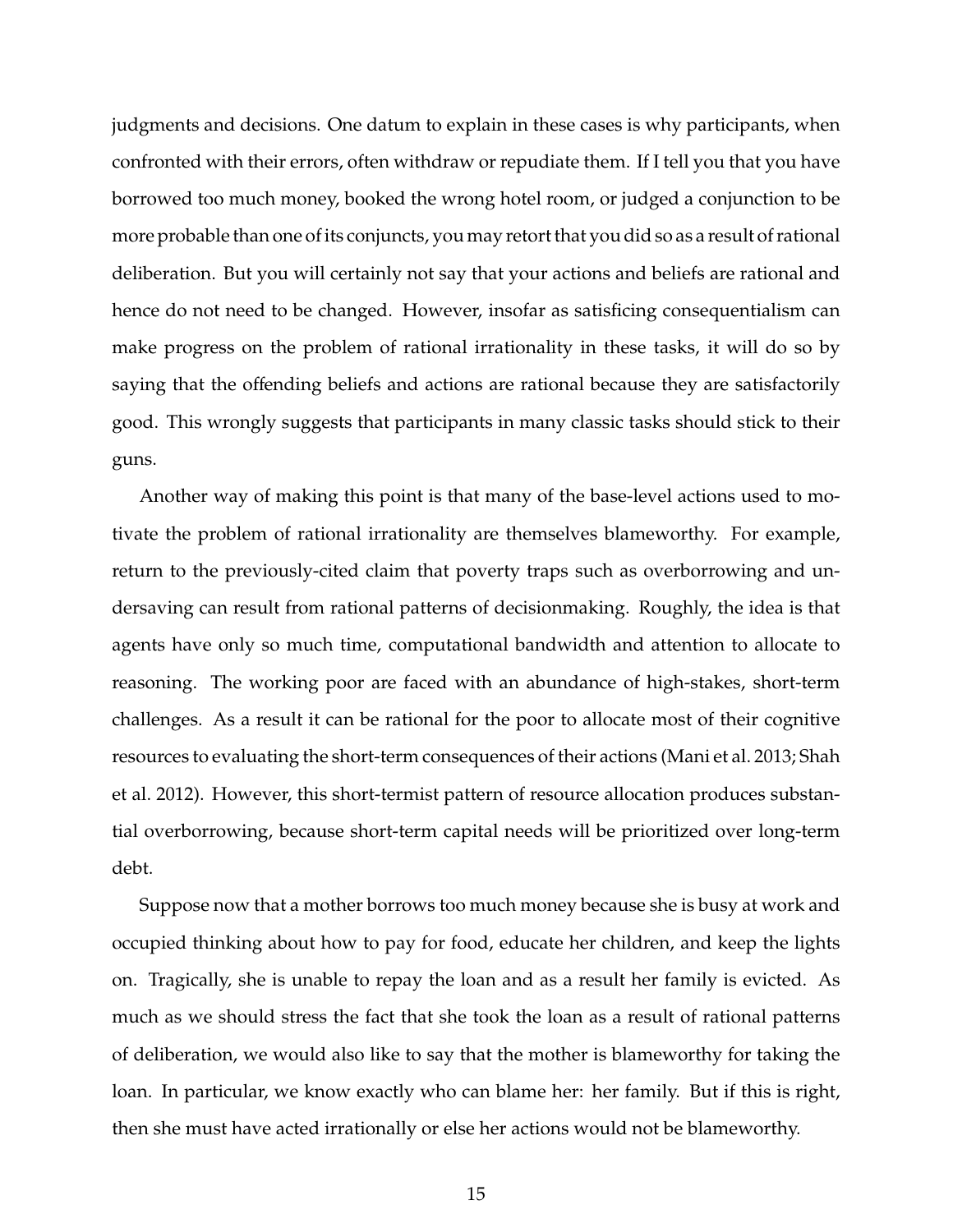judgments and decisions. One datum to explain in these cases is why participants, when confronted with their errors, often withdraw or repudiate them. If I tell you that you have borrowed too much money, booked the wrong hotel room, or judged a conjunction to be more probable than one of its conjuncts, you may retort that you did so as a result of rational deliberation. But you will certainly not say that your actions and beliefs are rational and hence do not need to be changed. However, insofar as satisficing consequentialism can make progress on the problem of rational irrationality in these tasks, it will do so by saying that the offending beliefs and actions are rational because they are satisfactorily good. This wrongly suggests that participants in many classic tasks should stick to their guns.

Another way of making this point is that many of the base-level actions used to motivate the problem of rational irrationality are themselves blameworthy. For example, return to the previously-cited claim that poverty traps such as overborrowing and undersaving can result from rational patterns of decisionmaking. Roughly, the idea is that agents have only so much time, computational bandwidth and attention to allocate to reasoning. The working poor are faced with an abundance of high-stakes, short-term challenges. As a result it can be rational for the poor to allocate most of their cognitive resources to evaluating the short-term consequences of their actions (Mani et al. 2013; Shah et al. 2012). However, this short-termist pattern of resource allocation produces substantial overborrowing, because short-term capital needs will be prioritized over long-term debt.

Suppose now that a mother borrows too much money because she is busy at work and occupied thinking about how to pay for food, educate her children, and keep the lights on. Tragically, she is unable to repay the loan and as a result her family is evicted. As much as we should stress the fact that she took the loan as a result of rational patterns of deliberation, we would also like to say that the mother is blameworthy for taking the loan. In particular, we know exactly who can blame her: her family. But if this is right, then she must have acted irrationally or else her actions would not be blameworthy.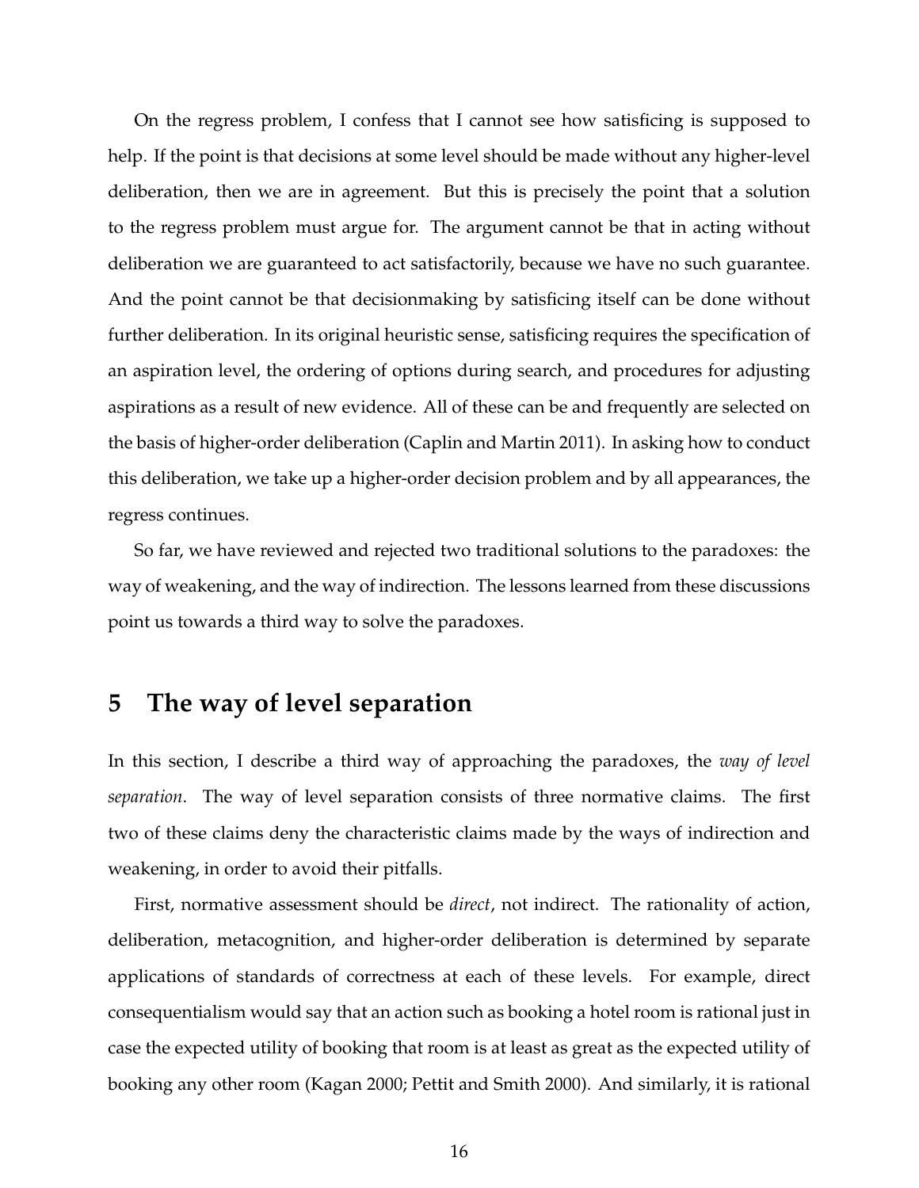On the regress problem, I confess that I cannot see how satisficing is supposed to help. If the point is that decisions at some level should be made without any higher-level deliberation, then we are in agreement. But this is precisely the point that a solution to the regress problem must argue for. The argument cannot be that in acting without deliberation we are guaranteed to act satisfactorily, because we have no such guarantee. And the point cannot be that decisionmaking by satisficing itself can be done without further deliberation. In its original heuristic sense, satisficing requires the specification of an aspiration level, the ordering of options during search, and procedures for adjusting aspirations as a result of new evidence. All of these can be and frequently are selected on the basis of higher-order deliberation (Caplin and Martin 2011). In asking how to conduct this deliberation, we take up a higher-order decision problem and by all appearances, the regress continues.

So far, we have reviewed and rejected two traditional solutions to the paradoxes: the way of weakening, and the way of indirection. The lessons learned from these discussions point us towards a third way to solve the paradoxes.

## 5 The way of level separation

In this section, I describe a third way of approaching the paradoxes, the *way of level separation*. The way of level separation consists of three normative claims. The first two of these claims deny the characteristic claims made by the ways of indirection and weakening, in order to avoid their pitfalls.

First, normative assessment should be *direct*, not indirect. The rationality of action, deliberation, metacognition, and higher-order deliberation is determined by separate applications of standards of correctness at each of these levels. For example, direct consequentialism would say that an action such as booking a hotel room is rational just in case the expected utility of booking that room is at least as great as the expected utility of booking any other room (Kagan 2000; Pettit and Smith 2000). And similarly, it is rational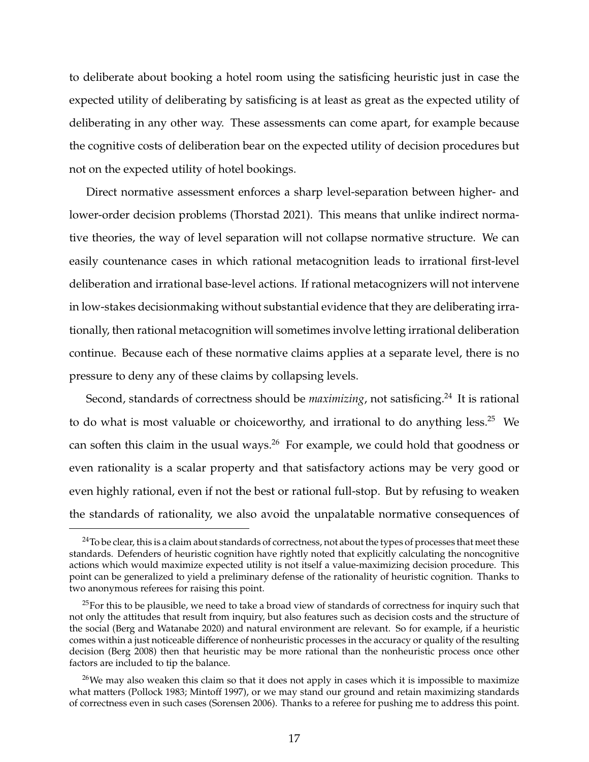to deliberate about booking a hotel room using the satisficing heuristic just in case the expected utility of deliberating by satisficing is at least as great as the expected utility of deliberating in any other way. These assessments can come apart, for example because the cognitive costs of deliberation bear on the expected utility of decision procedures but not on the expected utility of hotel bookings.

Direct normative assessment enforces a sharp level-separation between higher- and lower-order decision problems (Thorstad 2021). This means that unlike indirect normative theories, the way of level separation will not collapse normative structure. We can easily countenance cases in which rational metacognition leads to irrational first-level deliberation and irrational base-level actions. If rational metacognizers will not intervene in low-stakes decisionmaking without substantial evidence that they are deliberating irrationally, then rational metacognition will sometimes involve letting irrational deliberation continue. Because each of these normative claims applies at a separate level, there is no pressure to deny any of these claims by collapsing levels.

Second, standards of correctness should be *maximizing*, not satisficing.[24] It is rational to do what is most valuable or choiceworthy, and irrational to do anything less.[25] We can soften this claim in the usual ways.[26] For example, we could hold that goodness or even rationality is a scalar property and that satisfactory actions may be very good or even highly rational, even if not the best or rational full-stop. But by refusing to weaken the standards of rationality, we also avoid the unpalatable normative consequences of

[24] To be clear, this is a claim about standards of correctness, not about the types of processes that meet these standards. Defenders of heuristic cognition have rightly noted that explicitly calculating the noncognitive actions which would maximize expected utility is not itself a value-maximizing decision procedure. This point can be generalized to yield a preliminary defense of the rationality of heuristic cognition. Thanks to two anonymous referees for raising this point.

[25] For this to be plausible, we need to take a broad view of standards of correctness for inquiry such that not only the attitudes that result from inquiry, but also features such as decision costs and the structure of the social (Berg and Watanabe 2020) and natural environment are relevant. So for example, if a heuristic comes within a just noticeable difference of nonheuristic processes in the accuracy or quality of the resulting decision (Berg 2008) then that heuristic may be more rational than the nonheuristic process once other factors are included to tip the balance.

[26] We may also weaken this claim so that it does not apply in cases which it is impossible to maximize what matters (Pollock 1983; Mintoff 1997), or we may stand our ground and retain maximizing standards of correctness even in such cases (Sorensen 2006). Thanks to a referee for pushing me to address this point.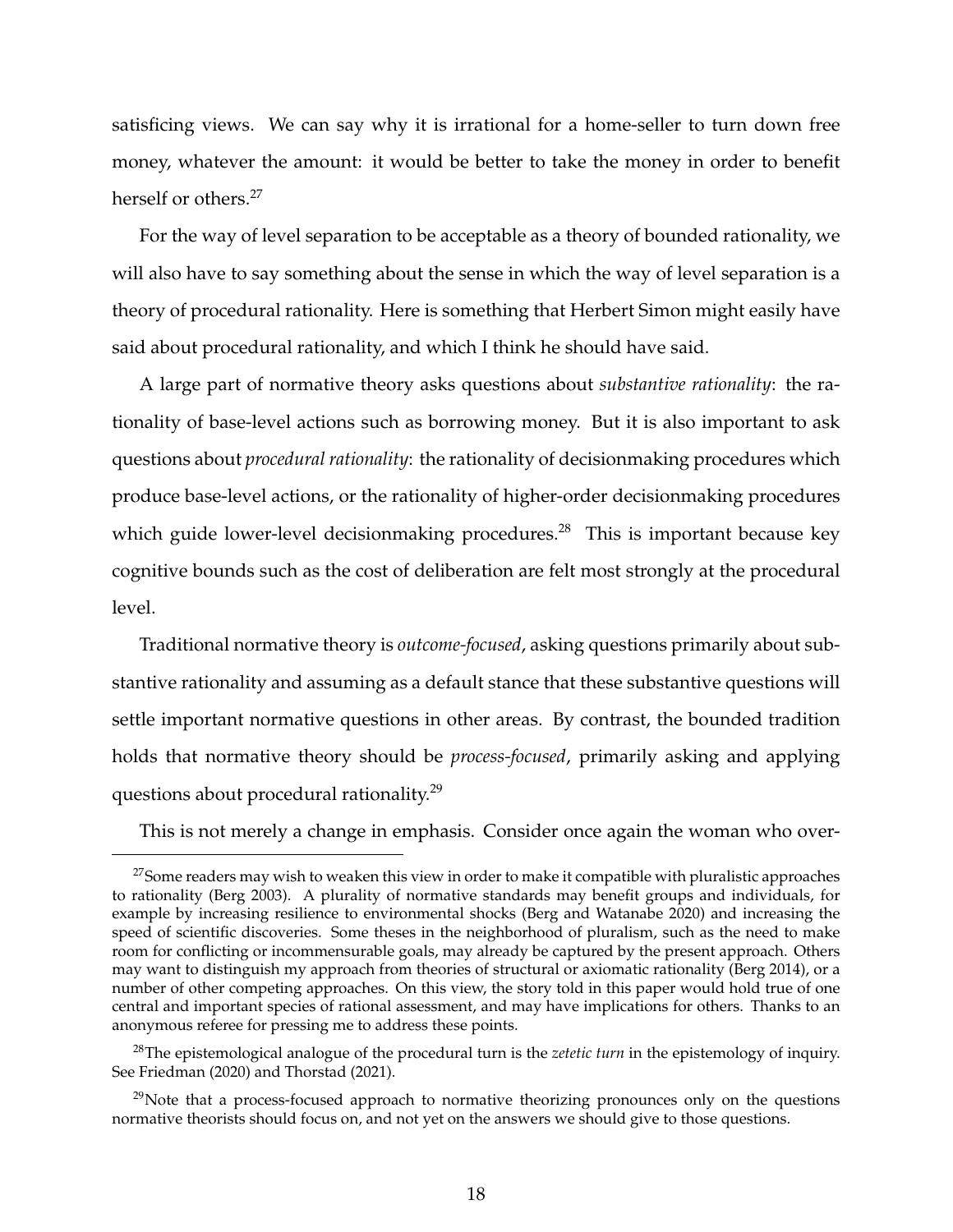satisficing views. We can say why it is irrational for a home-seller to turn down free money, whatever the amount: it would be better to take the money in order to benefit herself or others.[27]

For the way of level separation to be acceptable as a theory of bounded rationality, we will also have to say something about the sense in which the way of level separation is a theory of procedural rationality. Here is something that Herbert Simon might easily have said about procedural rationality, and which I think he should have said.

A large part of normative theory asks questions about *substantive rationality*: the rationality of base-level actions such as borrowing money. But it is also important to ask questions about *procedural rationality*: the rationality of decisionmaking procedures which produce base-level actions, or the rationality of higher-order decisionmaking procedures which guide lower-level decisionmaking procedures.[28] This is important because key cognitive bounds such as the cost of deliberation are felt most strongly at the procedural level.

Traditional normative theory is *outcome-focused*, asking questions primarily about substantive rationality and assuming as a default stance that these substantive questions will settle important normative questions in other areas. By contrast, the bounded tradition holds that normative theory should be *process-focused*, primarily asking and applying questions about procedural rationality.[29]

This is not merely a change in emphasis. Consider once again the woman who over-

[27] Some readers may wish to weaken this view in order to make it compatible with pluralistic approaches to rationality (Berg 2003). A plurality of normative standards may benefit groups and individuals, for example by increasing resilience to environmental shocks (Berg and Watanabe 2020) and increasing the speed of scientific discoveries. Some theses in the neighborhood of pluralism, such as the need to make room for conflicting or incommensurable goals, may already be captured by the present approach. Others may want to distinguish my approach from theories of structural or axiomatic rationality (Berg 2014), or a number of other competing approaches. On this view, the story told in this paper would hold true of one central and important species of rational assessment, and may have implications for others. Thanks to an anonymous referee for pressing me to address these points.

[28] The epistemological analogue of the procedural turn is the *zetetic turn* in the epistemology of inquiry. See Friedman (2020) and Thorstad (2021).

[29] Note that a process-focused approach to normative theorizing pronounces only on the questions normative theorists should focus on, and not yet on the answers we should give to those questions.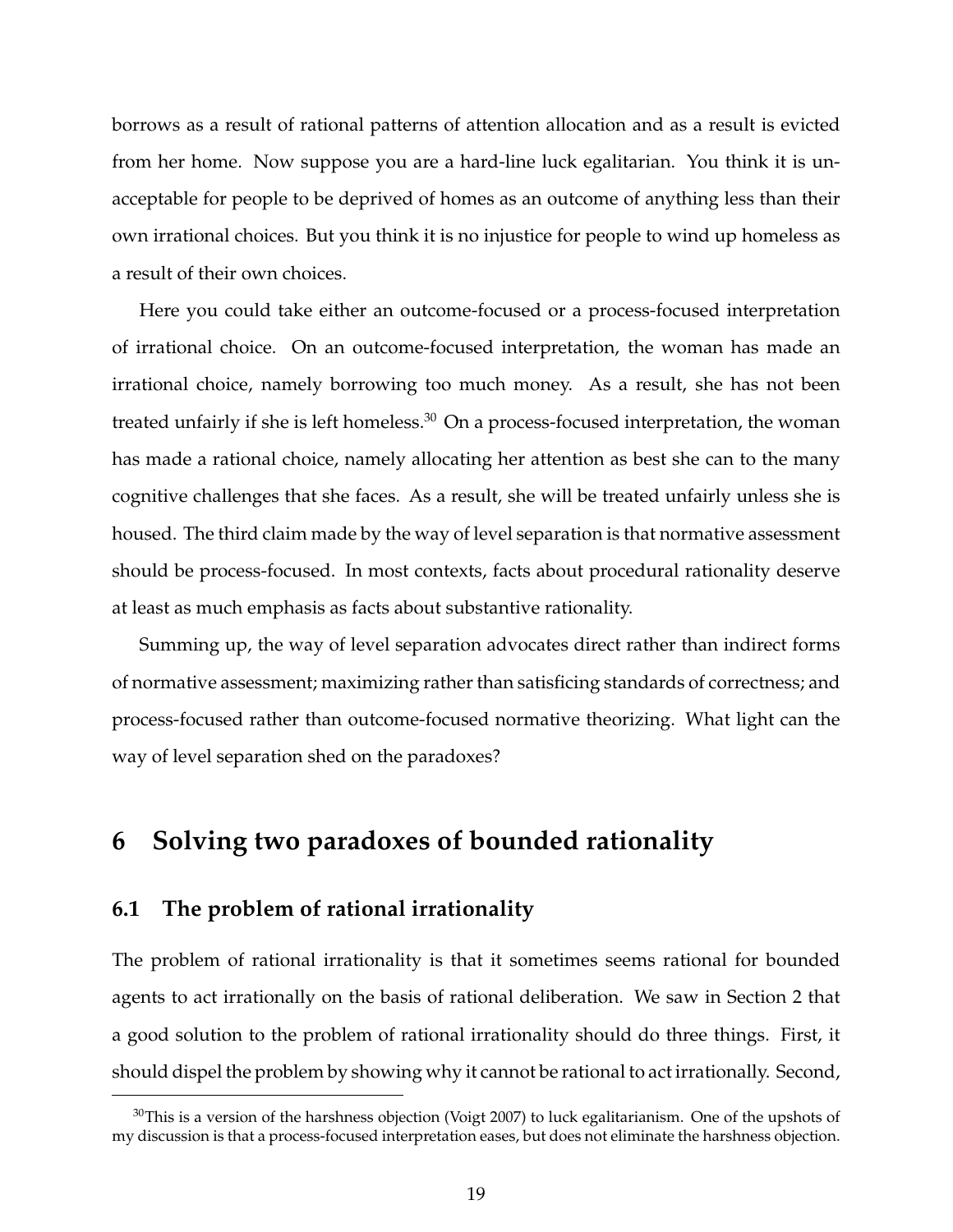borrows as a result of rational patterns of attention allocation and as a result is evicted from her home. Now suppose you are a hard-line luck egalitarian. You think it is unacceptable for people to be deprived of homes as an outcome of anything less than their own irrational choices. But you think it is no injustice for people to wind up homeless as a result of their own choices.

Here you could take either an outcome-focused or a process-focused interpretation of irrational choice. On an outcome-focused interpretation, the woman has made an irrational choice, namely borrowing too much money. As a result, she has not been treated unfairly if she is left homeless.[30] On a process-focused interpretation, the woman has made a rational choice, namely allocating her attention as best she can to the many cognitive challenges that she faces. As a result, she will be treated unfairly unless she is housed. The third claim made by the way of level separation is that normative assessment should be process-focused. In most contexts, facts about procedural rationality deserve at least as much emphasis as facts about substantive rationality.

Summing up, the way of level separation advocates direct rather than indirect forms of normative assessment; maximizing rather than satisficing standards of correctness; and process-focused rather than outcome-focused normative theorizing. What light can the way of level separation shed on the paradoxes?

## 6 Solving two paradoxes of bounded rationality

### 6.1 The problem of rational irrationality

The problem of rational irrationality is that it sometimes seems rational for bounded agents to act irrationally on the basis of rational deliberation. We saw in Section 2 that a good solution to the problem of rational irrationality should do three things. First, it should dispel the problem by showing why it cannot be rational to act irrationally. Second,

[30] This is a version of the harshness objection (Voigt 2007) to luck egalitarianism. One of the upshots of my discussion is that a process-focused interpretation eases, but does not eliminate the harshness objection.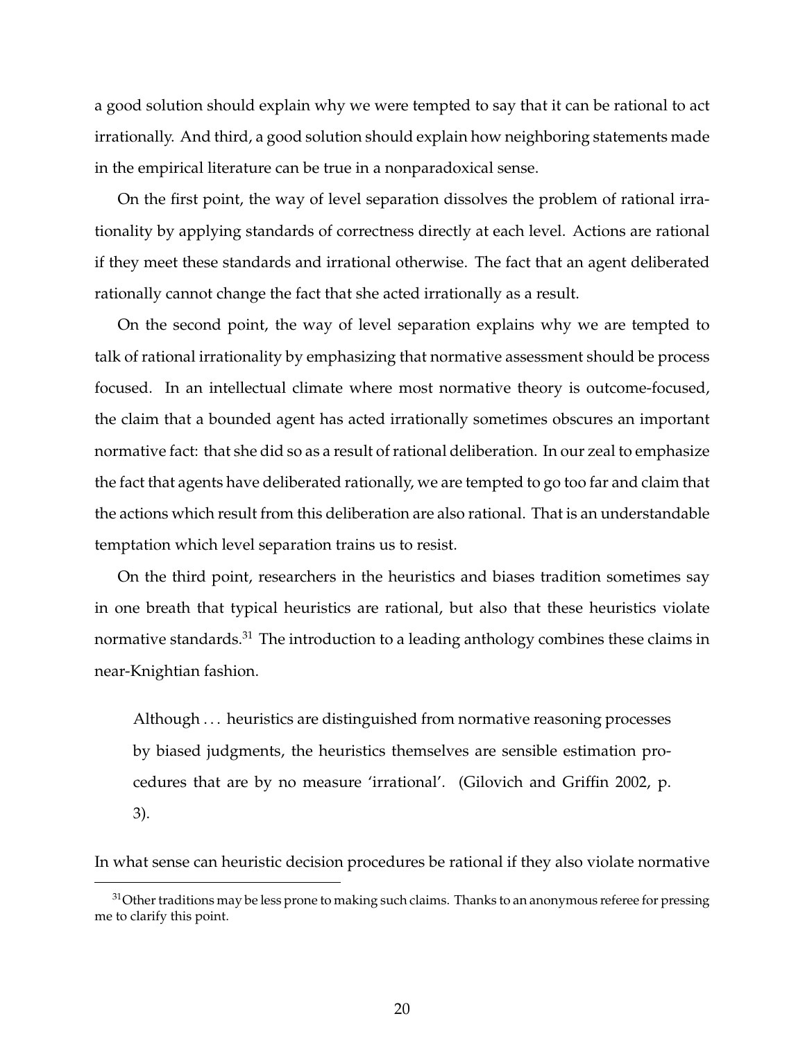a good solution should explain why we were tempted to say that it can be rational to act irrationally. And third, a good solution should explain how neighboring statements made in the empirical literature can be true in a nonparadoxical sense.

On the first point, the way of level separation dissolves the problem of rational irrationality by applying standards of correctness directly at each level. Actions are rational if they meet these standards and irrational otherwise. The fact that an agent deliberated rationally cannot change the fact that she acted irrationally as a result.

On the second point, the way of level separation explains why we are tempted to talk of rational irrationality by emphasizing that normative assessment should be process focused. In an intellectual climate where most normative theory is outcome-focused, the claim that a bounded agent has acted irrationally sometimes obscures an important normative fact: that she did so as a result of rational deliberation. In our zeal to emphasize the fact that agents have deliberated rationally, we are tempted to go too far and claim that the actions which result from this deliberation are also rational. That is an understandable temptation which level separation trains us to resist.

On the third point, researchers in the heuristics and biases tradition sometimes say in one breath that typical heuristics are rational, but also that these heuristics violate normative standards.[31] The introduction to a leading anthology combines these claims in near-Knightian fashion.

> Although . . . heuristics are distinguished from normative reasoning processes by biased judgments, the heuristics themselves are sensible estimation procedures that are by no measure 'irrational'. (Gilovich and Griffin 2002, p. 3).

In what sense can heuristic decision procedures be rational if they also violate normative

[31] Other traditions may be less prone to making such claims. Thanks to an anonymous referee for pressing me to clarify this point.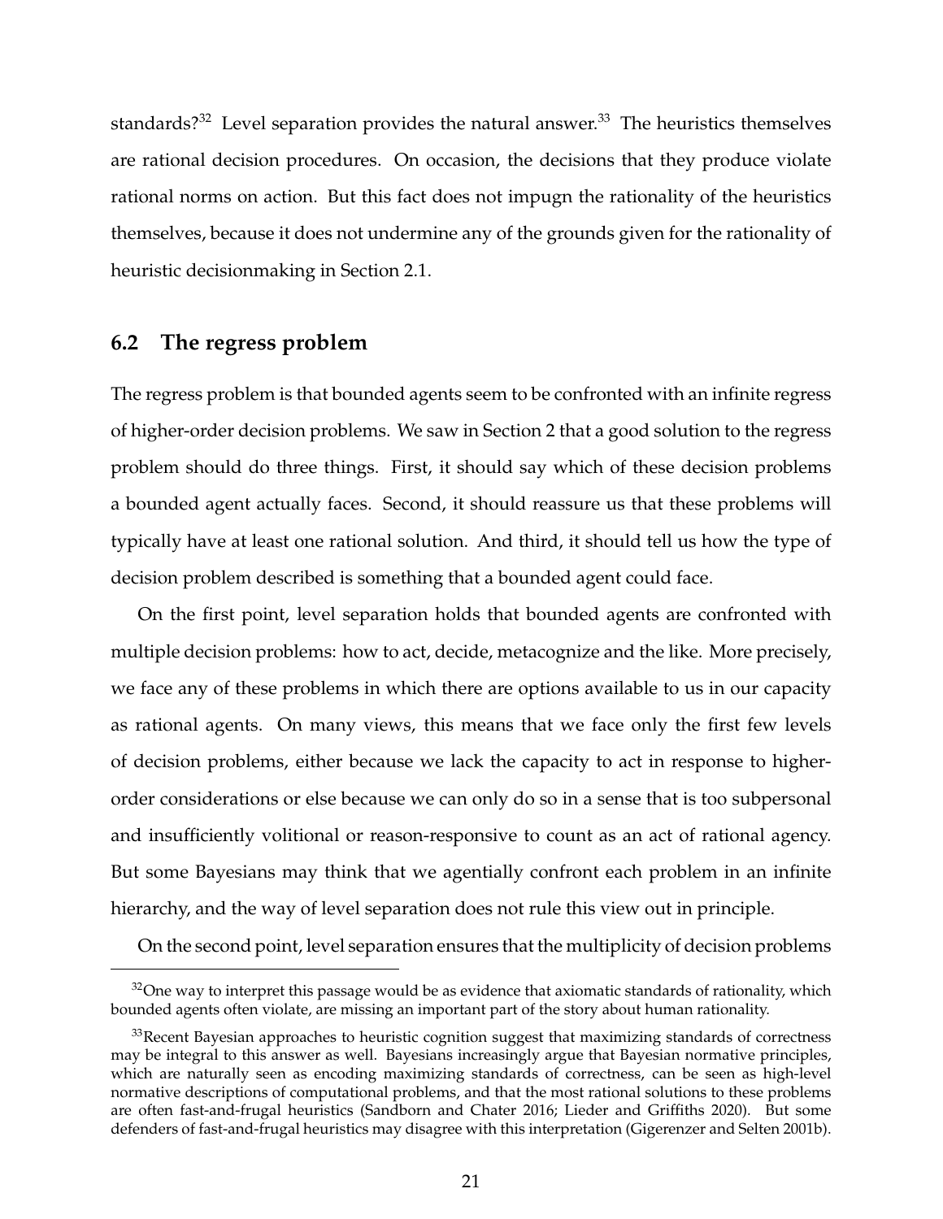standards?[32] Level separation provides the natural answer.[33] The heuristics themselves are rational decision procedures. On occasion, the decisions that they produce violate rational norms on action. But this fact does not impugn the rationality of the heuristics themselves, because it does not undermine any of the grounds given for the rationality of heuristic decisionmaking in Section 2.1.

## 6.2 The regress problem

The regress problem is that bounded agents seem to be confronted with an infinite regress of higher-order decision problems. We saw in Section 2 that a good solution to the regress problem should do three things. First, it should say which of these decision problems a bounded agent actually faces. Second, it should reassure us that these problems will typically have at least one rational solution. And third, it should tell us how the type of decision problem described is something that a bounded agent could face.

On the first point, level separation holds that bounded agents are confronted with multiple decision problems: how to act, decide, metacognize and the like. More precisely, we face any of these problems in which there are options available to us in our capacity as rational agents. On many views, this means that we face only the first few levels of decision problems, either because we lack the capacity to act in response to higher-order considerations or else because we can only do so in a sense that is too subpersonal and insufficiently volitional or reason-responsive to count as an act of rational agency. But some Bayesians may think that we agentially confront each problem in an infinite hierarchy, and the way of level separation does not rule this view out in principle.

On the second point, level separation ensures that the multiplicity of decision problems

[32] One way to interpret this passage would be as evidence that axiomatic standards of rationality, which bounded agents often violate, are missing an important part of the story about human rationality.

[33] Recent Bayesian approaches to heuristic cognition suggest that maximizing standards of correctness may be integral to this answer as well. Bayesians increasingly argue that Bayesian normative principles, which are naturally seen as encoding maximizing standards of correctness, can be seen as high-level normative descriptions of computational problems, and that the most rational solutions to these problems are often fast-and-frugal heuristics (Sandborn and Chater 2016; Lieder and Griffiths 2020). But some defenders of fast-and-frugal heuristics may disagree with this interpretation (Gigerenzer and Selten 2001b).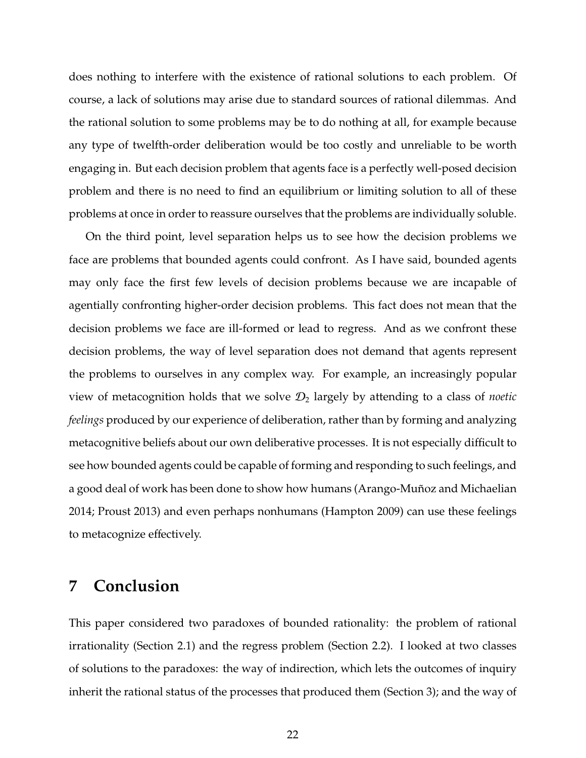does nothing to interfere with the existence of rational solutions to each problem. Of course, a lack of solutions may arise due to standard sources of rational dilemmas. And the rational solution to some problems may be to do nothing at all, for example because any type of twelfth-order deliberation would be too costly and unreliable to be worth engaging in. But each decision problem that agents face is a perfectly well-posed decision problem and there is no need to find an equilibrium or limiting solution to all of these problems at once in order to reassure ourselves that the problems are individually soluble.

On the third point, level separation helps us to see how the decision problems we face are problems that bounded agents could confront. As I have said, bounded agents may only face the first few levels of decision problems because we are incapable of agentially confronting higher-order decision problems. This fact does not mean that the decision problems we face are ill-formed or lead to regress. And as we confront these decision problems, the way of level separation does not demand that agents represent the problems to ourselves in any complex way. For example, an increasingly popular view of metacognition holds that we solve $\mathcal{D}_2$ largely by attending to a class of *noetic feelings* produced by our experience of deliberation, rather than by forming and analyzing metacognitive beliefs about our own deliberative processes. It is not especially difficult to see how bounded agents could be capable of forming and responding to such feelings, and a good deal of work has been done to show how humans (Arango-Muñoz and Michaelian 2014; Proust 2013) and even perhaps nonhumans (Hampton 2009) can use these feelings to metacognize effectively.

## 7 Conclusion

This paper considered two paradoxes of bounded rationality: the problem of rational irrationality (Section 2.1) and the regress problem (Section 2.2). I looked at two classes of solutions to the paradoxes: the way of indirection, which lets the outcomes of inquiry inherit the rational status of the processes that produced them (Section 3); and the way of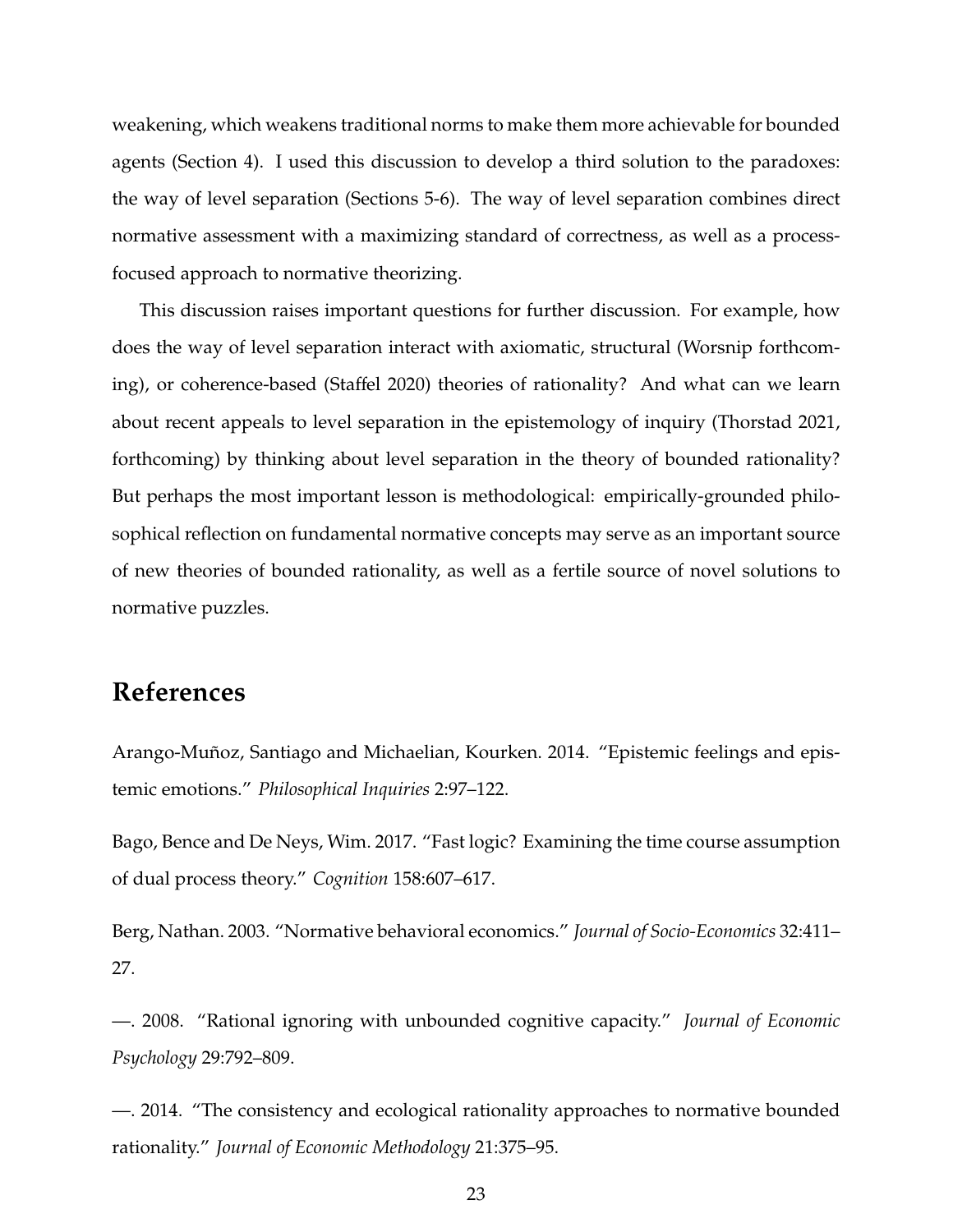weakening, which weakens traditional norms to make them more achievable for bounded agents (Section 4). I used this discussion to develop a third solution to the paradoxes: the way of level separation (Sections 5-6). The way of level separation combines direct normative assessment with a maximizing standard of correctness, as well as a process-focused approach to normative theorizing.

This discussion raises important questions for further discussion. For example, how does the way of level separation interact with axiomatic, structural (Worsnip forthcoming), or coherence-based (Staffel 2020) theories of rationality? And what can we learn about recent appeals to level separation in the epistemology of inquiry (Thorstad 2021, forthcoming) by thinking about level separation in the theory of bounded rationality? But perhaps the most important lesson is methodological: empirically-grounded philosophical reflection on fundamental normative concepts may serve as an important source of new theories of bounded rationality, as well as a fertile source of novel solutions to normative puzzles.

## References

Arango-Muñoz, Santiago and Michaelian, Kourken. 2014. "Epistemic feelings and epistemic emotions." *Philosophical Inquiries* 2:97–122.

Bago, Bence and De Neys, Wim. 2017. "Fast logic? Examining the time course assumption of dual process theory." *Cognition* 158:607–617.

Berg, Nathan. 2003. "Normative behavioral economics." *Journal of Socio-Economics* 32:411–27.

—. 2008. "Rational ignoring with unbounded cognitive capacity." *Journal of Economic Psychology* 29:792–809.

—. 2014. "The consistency and ecological rationality approaches to normative bounded rationality." *Journal of Economic Methodology* 21:375–95.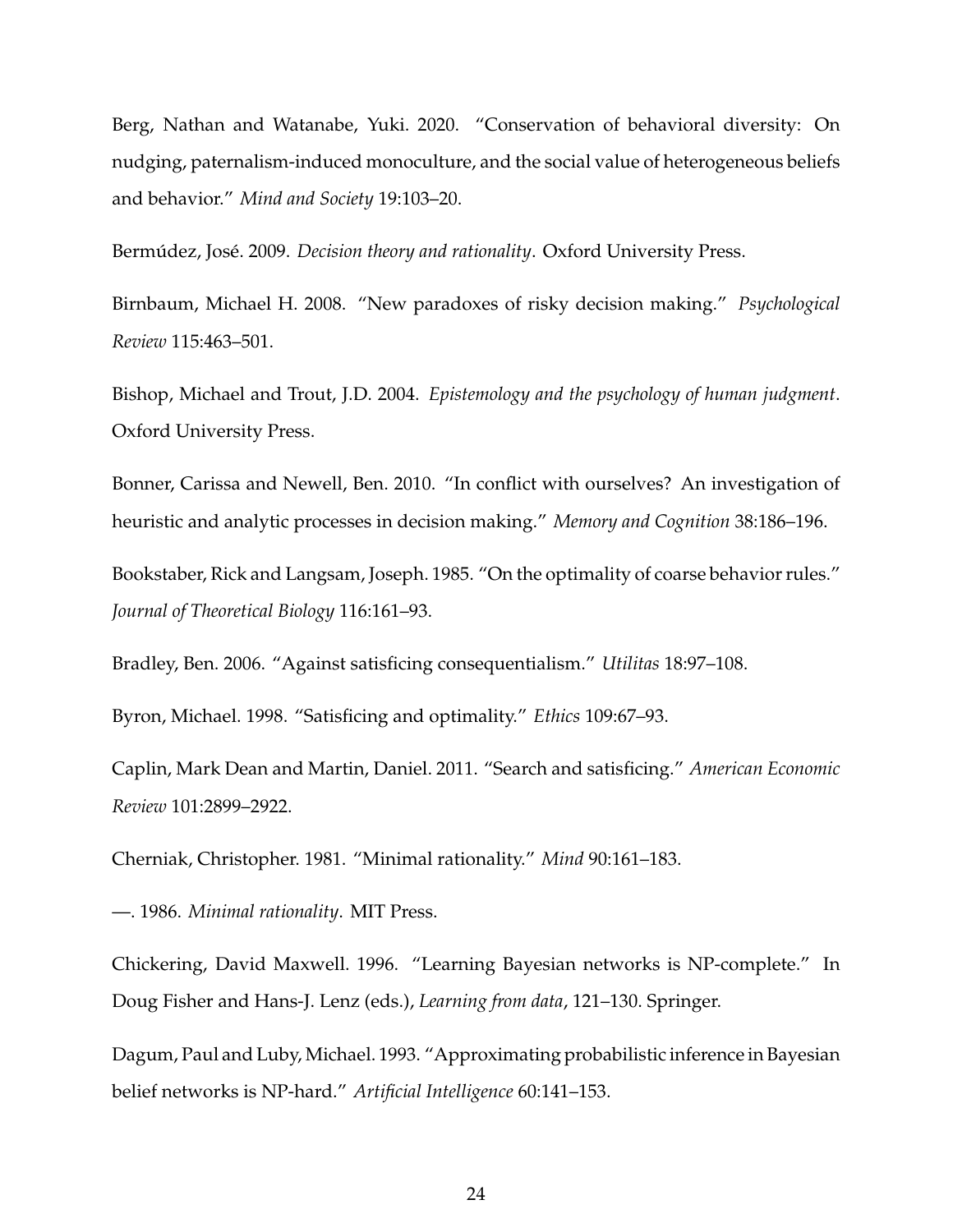Berg, Nathan and Watanabe, Yuki. 2020. "Conservation of behavioral diversity: On nudging, paternalism-induced monoculture, and the social value of heterogeneous beliefs and behavior." *Mind and Society* 19:103–20.

Bermúdez, José. 2009. *Decision theory and rationality*. Oxford University Press.

Birnbaum, Michael H. 2008. "New paradoxes of risky decision making." *Psychological Review* 115:463–501.

Bishop, Michael and Trout, J.D. 2004. *Epistemology and the psychology of human judgment*. Oxford University Press.

Bonner, Carissa and Newell, Ben. 2010. "In conflict with ourselves? An investigation of heuristic and analytic processes in decision making." *Memory and Cognition* 38:186–196.

Bookstaber, Rick and Langsam, Joseph. 1985. "On the optimality of coarse behavior rules." *Journal of Theoretical Biology* 116:161–93.

Bradley, Ben. 2006. "Against satisficing consequentialism." *Utilitas* 18:97–108.

Byron, Michael. 1998. "Satisficing and optimality." *Ethics* 109:67–93.

Caplin, Mark Dean and Martin, Daniel. 2011. "Search and satisficing." *American Economic Review* 101:2899–2922.

Cherniak, Christopher. 1981. "Minimal rationality." *Mind* 90:161–183.

—. 1986. *Minimal rationality*. MIT Press.

Chickering, David Maxwell. 1996. "Learning Bayesian networks is NP-complete." In Doug Fisher and Hans-J. Lenz (eds.), *Learning from data*, 121–130. Springer.

Dagum, Paul and Luby, Michael. 1993. "Approximating probabilistic inference in Bayesian belief networks is NP-hard." *Artificial Intelligence* 60:141–153.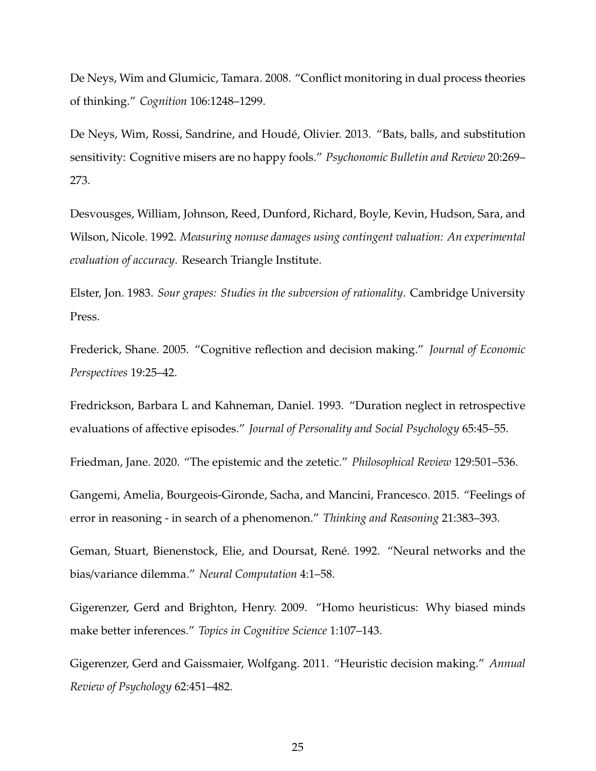De Neys, Wim and Glumicic, Tamara. 2008. "Conflict monitoring in dual process theories of thinking." *Cognition* 106:1248–1299.

De Neys, Wim, Rossi, Sandrine, and Houdé, Olivier. 2013. "Bats, balls, and substitution sensitivity: Cognitive misers are no happy fools." *Psychonomic Bulletin and Review* 20:269–273.

Desvousges, William, Johnson, Reed, Dunford, Richard, Boyle, Kevin, Hudson, Sara, and Wilson, Nicole. 1992. *Measuring nonuse damages using contingent valuation: An experimental evaluation of accuracy*. Research Triangle Institute.

Elster, Jon. 1983. *Sour grapes: Studies in the subversion of rationality*. Cambridge University Press.

Frederick, Shane. 2005. "Cognitive reflection and decision making." *Journal of Economic Perspectives* 19:25–42.

Fredrickson, Barbara L and Kahneman, Daniel. 1993. "Duration neglect in retrospective evaluations of affective episodes." *Journal of Personality and Social Psychology* 65:45–55.

Friedman, Jane. 2020. "The epistemic and the zetetic." *Philosophical Review* 129:501–536.

Gangemi, Amelia, Bourgeois-Gironde, Sacha, and Mancini, Francesco. 2015. "Feelings of error in reasoning - in search of a phenomenon." *Thinking and Reasoning* 21:383–393.

Geman, Stuart, Bienenstock, Elie, and Doursat, René. 1992. "Neural networks and the bias/variance dilemma." *Neural Computation* 4:1–58.

Gigerenzer, Gerd and Brighton, Henry. 2009. "Homo heuristicus: Why biased minds make better inferences." *Topics in Cognitive Science* 1:107–143.

Gigerenzer, Gerd and Gaissmaier, Wolfgang. 2011. "Heuristic decision making." *Annual Review of Psychology* 62:451–482.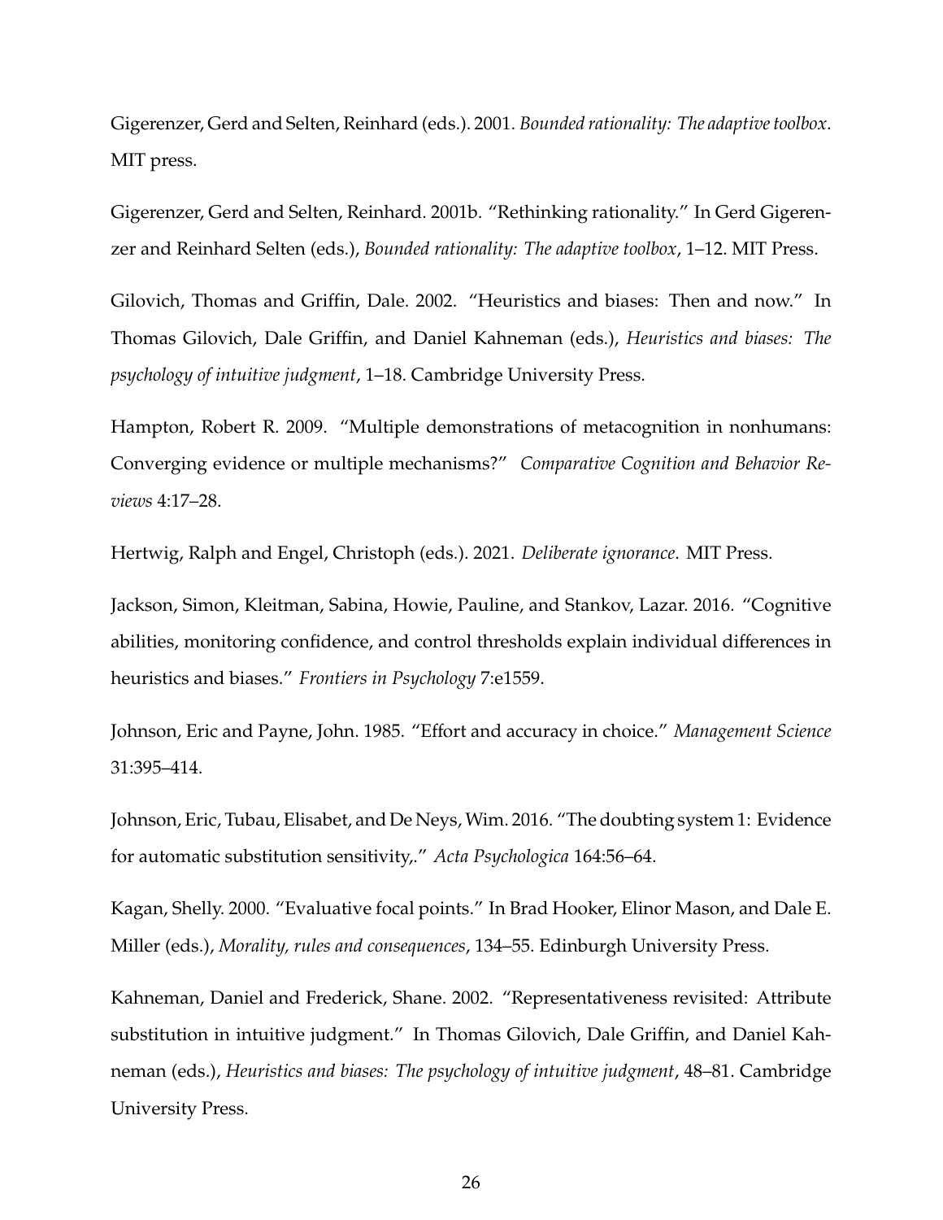Gigerenzer, Gerd and Selten, Reinhard (eds.). 2001. *Bounded rationality: The adaptive toolbox*. MIT press.

Gigerenzer, Gerd and Selten, Reinhard. 2001b. "Rethinking rationality." In Gerd Gigerenzer and Reinhard Selten (eds.), *Bounded rationality: The adaptive toolbox*, 1–12. MIT Press.

Gilovich, Thomas and Griffin, Dale. 2002. "Heuristics and biases: Then and now." In Thomas Gilovich, Dale Griffin, and Daniel Kahneman (eds.), *Heuristics and biases: The psychology of intuitive judgment*, 1–18. Cambridge University Press.

Hampton, Robert R. 2009. "Multiple demonstrations of metacognition in nonhumans: Converging evidence or multiple mechanisms?" *Comparative Cognition and Behavior Reviews* 4:17–28.

Hertwig, Ralph and Engel, Christoph (eds.). 2021. *Deliberate ignorance*. MIT Press.

Jackson, Simon, Kleitman, Sabina, Howie, Pauline, and Stankov, Lazar. 2016. "Cognitive abilities, monitoring confidence, and control thresholds explain individual differences in heuristics and biases." *Frontiers in Psychology* 7:e1559.

Johnson, Eric and Payne, John. 1985. "Effort and accuracy in choice." *Management Science* 31:395–414.

Johnson, Eric, Tubau, Elisabet, and De Neys, Wim. 2016. "The doubting system 1: Evidence for automatic substitution sensitivity,." *Acta Psychologica* 164:56–64.

Kagan, Shelly. 2000. "Evaluative focal points." In Brad Hooker, Elinor Mason, and Dale E. Miller (eds.), *Morality, rules and consequences*, 134–55. Edinburgh University Press.

Kahneman, Daniel and Frederick, Shane. 2002. "Representativeness revisited: Attribute substitution in intuitive judgment." In Thomas Gilovich, Dale Griffin, and Daniel Kahneman (eds.), *Heuristics and biases: The psychology of intuitive judgment*, 48–81. Cambridge University Press.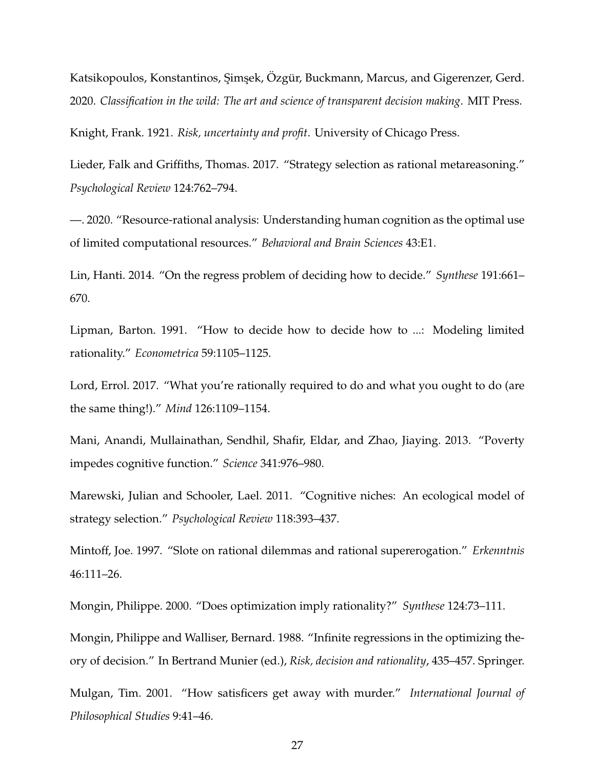Katsikopoulos, Konstantinos, Şimşek, Özgür, Buckmann, Marcus, and Gigerenzer, Gerd. 2020. *Classification in the wild: The art and science of transparent decision making*. MIT Press.

Knight, Frank. 1921. *Risk, uncertainty and profit*. University of Chicago Press.

Lieder, Falk and Griffiths, Thomas. 2017. "Strategy selection as rational metareasoning." *Psychological Review* 124:762–794.

—. 2020. "Resource-rational analysis: Understanding human cognition as the optimal use of limited computational resources." *Behavioral and Brain Sciences* 43:E1.

Lin, Hanti. 2014. "On the regress problem of deciding how to decide." *Synthese* 191:661–670.

Lipman, Barton. 1991. "How to decide how to decide how to ...: Modeling limited rationality." *Econometrica* 59:1105–1125.

Lord, Errol. 2017. "What you're rationally required to do and what you ought to do (are the same thing!)." *Mind* 126:1109–1154.

Mani, Anandi, Mullainathan, Sendhil, Shafir, Eldar, and Zhao, Jiaying. 2013. "Poverty impedes cognitive function." *Science* 341:976–980.

Marewski, Julian and Schooler, Lael. 2011. "Cognitive niches: An ecological model of strategy selection." *Psychological Review* 118:393–437.

Mintoff, Joe. 1997. "Slote on rational dilemmas and rational supererogation." *Erkenntnis* 46:111–26.

Mongin, Philippe. 2000. "Does optimization imply rationality?" *Synthese* 124:73–111.

Mongin, Philippe and Walliser, Bernard. 1988. "Infinite regressions in the optimizing theory of decision." In Bertrand Munier (ed.), *Risk, decision and rationality*, 435–457. Springer.

Mulgan, Tim. 2001. "How satisficers get away with murder." *International Journal of Philosophical Studies* 9:41–46.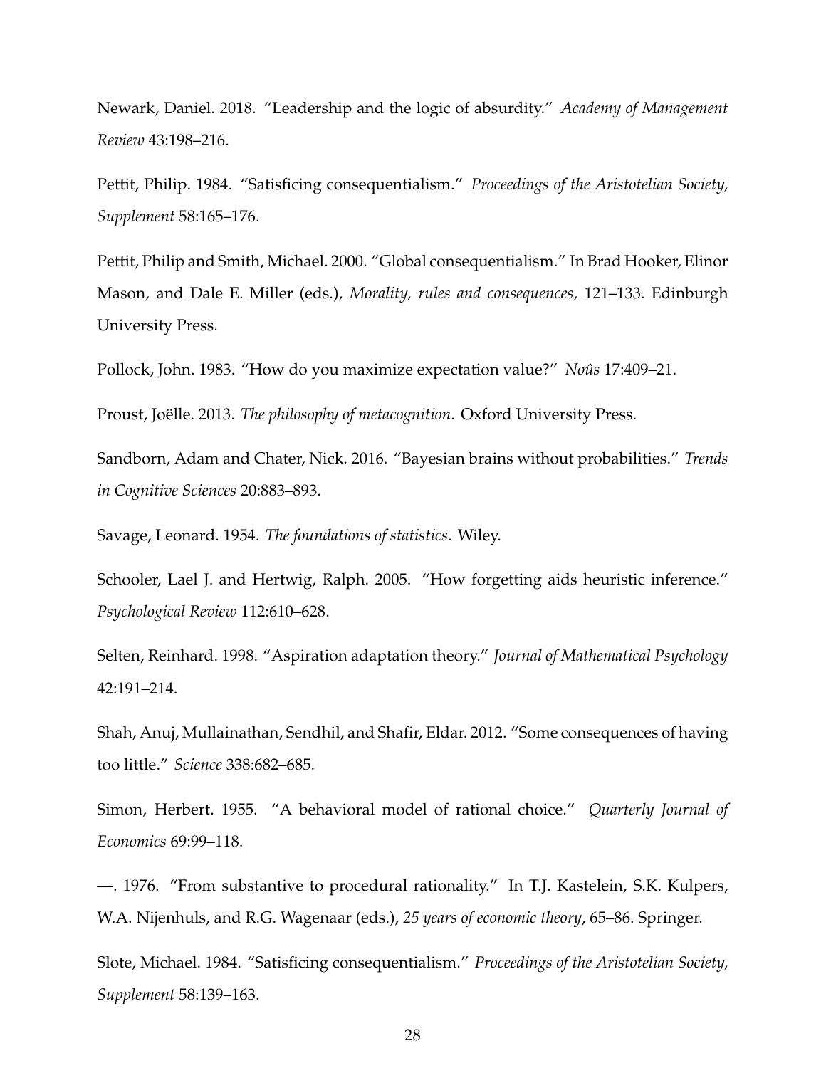Newark, Daniel. 2018. "Leadership and the logic of absurdity." *Academy of Management Review* 43:198–216.

Pettit, Philip. 1984. "Satisficing consequentialism." *Proceedings of the Aristotelian Society, Supplement* 58:165–176.

Pettit, Philip and Smith, Michael. 2000. "Global consequentialism." In Brad Hooker, Elinor Mason, and Dale E. Miller (eds.), *Morality, rules and consequences*, 121–133. Edinburgh University Press.

Pollock, John. 1983. "How do you maximize expectation value?" *Noûs* 17:409–21.

Proust, Joëlle. 2013. *The philosophy of metacognition*. Oxford University Press.

Sandborn, Adam and Chater, Nick. 2016. "Bayesian brains without probabilities." *Trends in Cognitive Sciences* 20:883–893.

Savage, Leonard. 1954. *The foundations of statistics*. Wiley.

Schooler, Lael J. and Hertwig, Ralph. 2005. "How forgetting aids heuristic inference." *Psychological Review* 112:610–628.

Selten, Reinhard. 1998. "Aspiration adaptation theory." *Journal of Mathematical Psychology* 42:191–214.

Shah, Anuj, Mullainathan, Sendhil, and Shafir, Eldar. 2012. "Some consequences of having too little." *Science* 338:682–685.

Simon, Herbert. 1955. "A behavioral model of rational choice." *Quarterly Journal of Economics* 69:99–118.

—. 1976. "From substantive to procedural rationality." In T.J. Kastelein, S.K. Kulpers, W.A. Nijenhuls, and R.G. Wagenaar (eds.), *25 years of economic theory*, 65–86. Springer.

Slote, Michael. 1984. "Satisficing consequentialism." *Proceedings of the Aristotelian Society, Supplement* 58:139–163.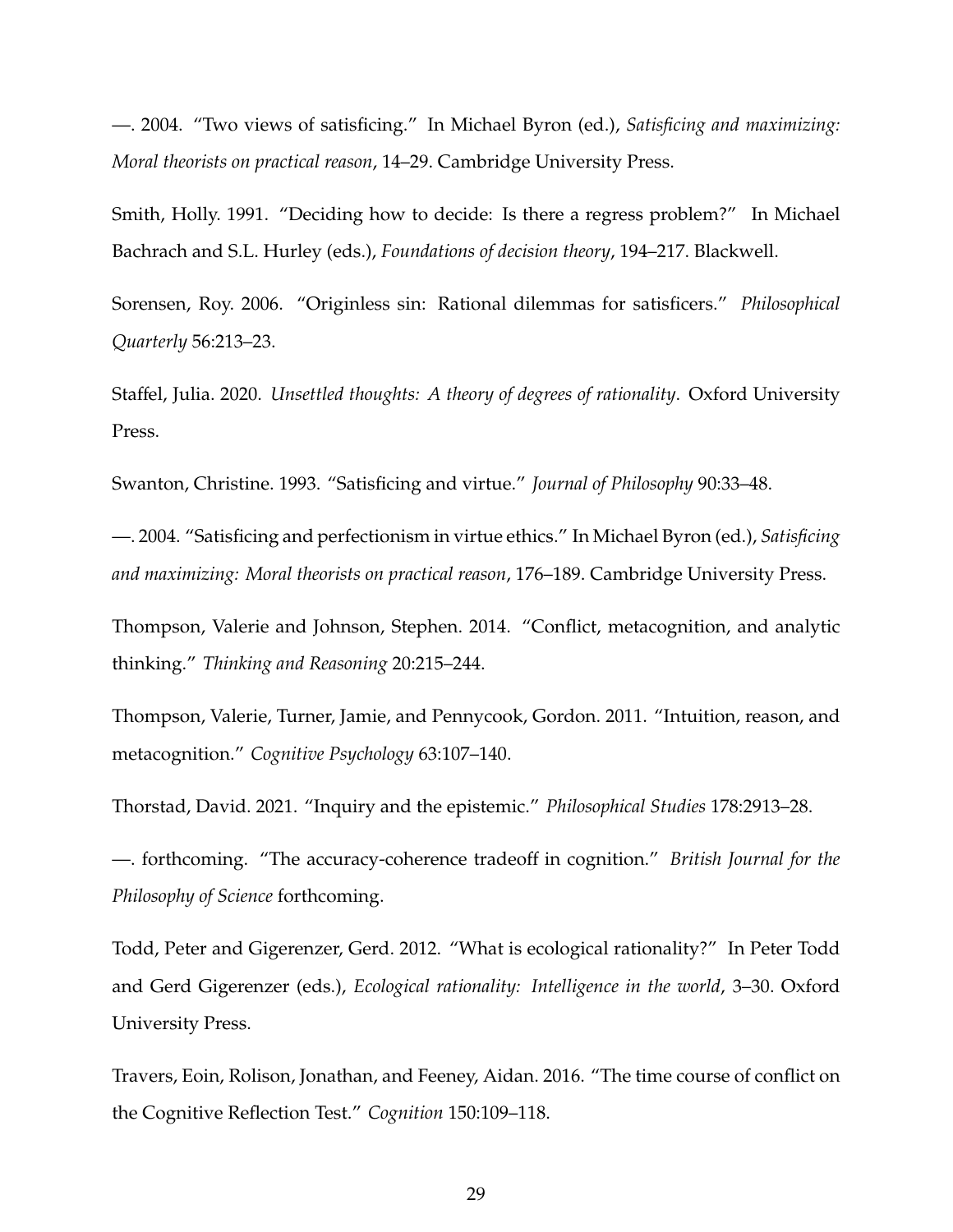—. 2004. “Two views of satisficing.” In Michael Byron (ed.), *Satisficing and maximizing: Moral theorists on practical reason*, 14–29. Cambridge University Press.

Smith, Holly. 1991. “Deciding how to decide: Is there a regress problem?” In Michael Bachrach and S.L. Hurley (eds.), *Foundations of decision theory*, 194–217. Blackwell.

Sorensen, Roy. 2006. “Originless sin: Rational dilemmas for satisficers.” *Philosophical Quarterly* 56:213–23.

Staffel, Julia. 2020. *Unsettled thoughts: A theory of degrees of rationality*. Oxford University Press.

Swanton, Christine. 1993. “Satisficing and virtue.” *Journal of Philosophy* 90:33–48.

—. 2004. “Satisficing and perfectionism in virtue ethics.” In Michael Byron (ed.), *Satisficing and maximizing: Moral theorists on practical reason*, 176–189. Cambridge University Press.

Thompson, Valerie and Johnson, Stephen. 2014. “Conflict, metacognition, and analytic thinking.” *Thinking and Reasoning* 20:215–244.

Thompson, Valerie, Turner, Jamie, and Pennycook, Gordon. 2011. “Intuition, reason, and metacognition.” *Cognitive Psychology* 63:107–140.

Thorstad, David. 2021. “Inquiry and the epistemic.” *Philosophical Studies* 178:2913–28.

—. forthcoming. “The accuracy-coherence tradeoff in cognition.” *British Journal for the Philosophy of Science* forthcoming.

Todd, Peter and Gigerenzer, Gerd. 2012. “What is ecological rationality?” In Peter Todd and Gerd Gigerenzer (eds.), *Ecological rationality: Intelligence in the world*, 3–30. Oxford University Press.

Travers, Eoin, Rolison, Jonathan, and Feeney, Aidan. 2016. “The time course of conflict on the Cognitive Reflection Test.” *Cognition* 150:109–118.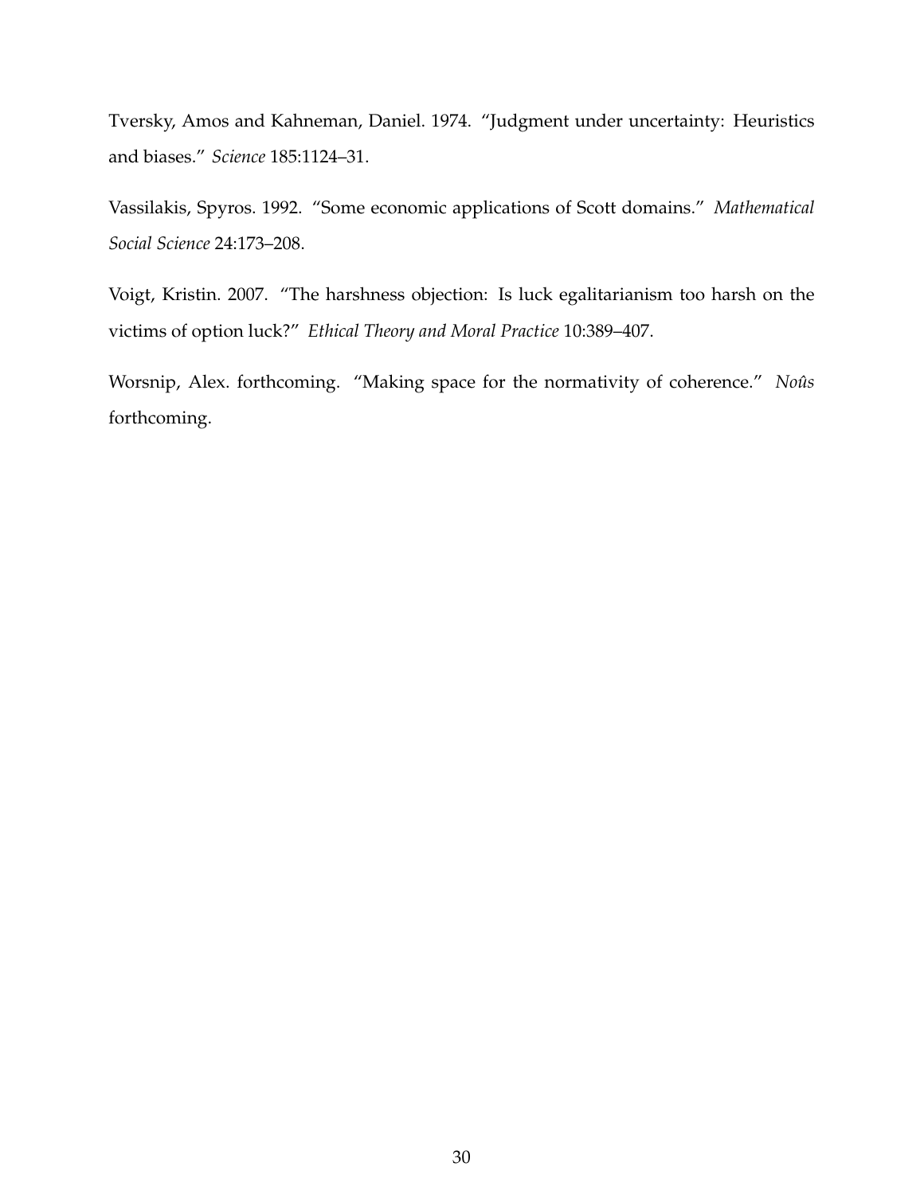Tversky, Amos and Kahneman, Daniel. 1974. "Judgment under uncertainty: Heuristics and biases." *Science* 185:1124–31.

Vassilakis, Spyros. 1992. "Some economic applications of Scott domains." *Mathematical Social Science* 24:173–208.

Voigt, Kristin. 2007. "The harshness objection: Is luck egalitarianism too harsh on the victims of option luck?" *Ethical Theory and Moral Practice* 10:389–407.

Worsnip, Alex. forthcoming. "Making space for the normativity of coherence." *Noûs* forthcoming.